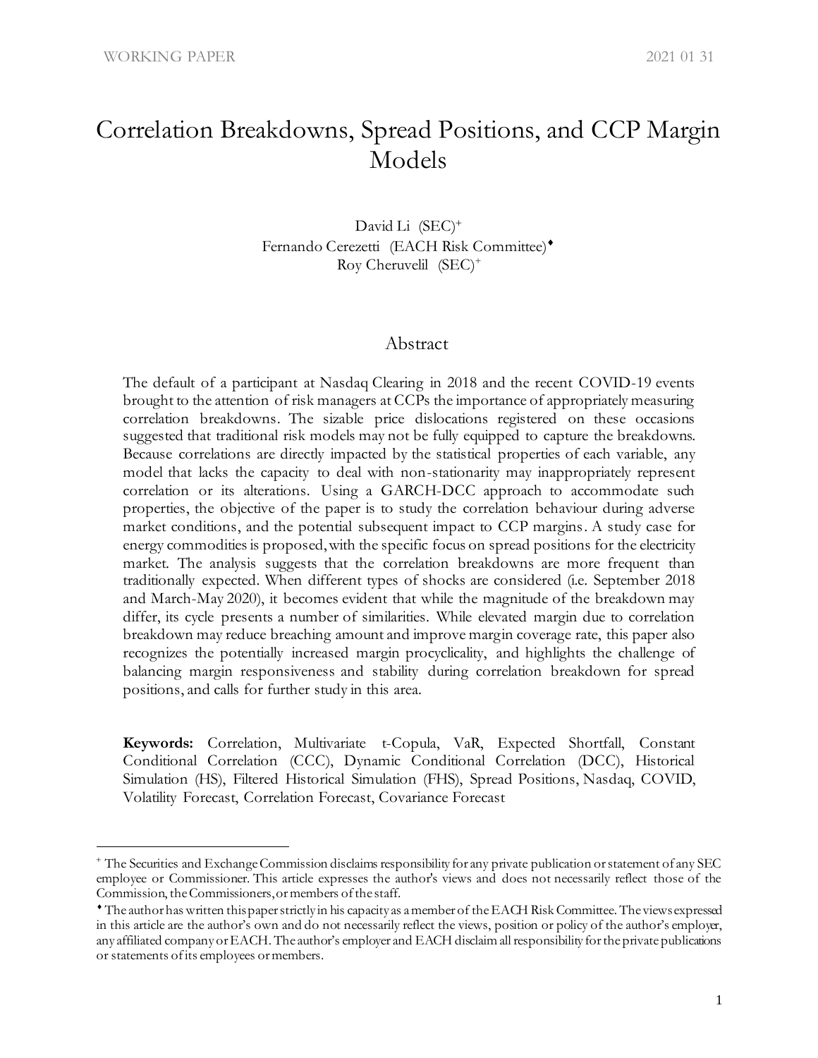# Correlation Breakdowns, Spread Positions, and CCP Margin Models

David Li (SEC)[+]
Fernando Cerezetti (EACH Risk Committee)[♦]
Roy Cheruvelil (SEC)[+]

## Abstract

The default of a participant at Nasdaq Clearing in 2018 and the recent COVID-19 events brought to the attention of risk managers at CCPs the importance of appropriately measuring correlation breakdowns. The sizable price dislocations registered on these occasions suggested that traditional risk models may not be fully equipped to capture the breakdowns. Because correlations are directly impacted by the statistical properties of each variable, any model that lacks the capacity to deal with non-stationarity may inappropriately represent correlation or its alterations. Using a GARCH-DCC approach to accommodate such properties, the objective of the paper is to study the correlation behaviour during adverse market conditions, and the potential subsequent impact to CCP margins. A study case for energy commodities is proposed, with the specific focus on spread positions for the electricity market. The analysis suggests that the correlation breakdowns are more frequent than traditionally expected. When different types of shocks are considered (i.e. September 2018 and March-May 2020), it becomes evident that while the magnitude of the breakdown may differ, its cycle presents a number of similarities. While elevated margin due to correlation breakdown may reduce breaching amount and improve margin coverage rate, this paper also recognizes the potentially increased margin procyclicality, and highlights the challenge of balancing margin responsiveness and stability during correlation breakdown for spread positions, and calls for further study in this area.

**Keywords:** Correlation, Multivariate t-Copula, VaR, Expected Shortfall, Constant Conditional Correlation (CCC), Dynamic Conditional Correlation (DCC), Historical Simulation (HS), Filtered Historical Simulation (FHS), Spread Positions, Nasdaq, COVID, Volatility Forecast, Correlation Forecast, Covariance Forecast

---

[+] The Securities and Exchange Commission disclaims responsibility for any private publication or statement of any SEC employee or Commissioner. This article expresses the author's views and does not necessarily reflect those of the Commission, the Commissioners, or members of the staff.

[♦] The author has written this paper strictly in his capacity as a member of the EACH Risk Committee. The views expressed in this article are the author's own and do not necessarily reflect the views, position or policy of the author's employer, any affiliated company or EACH. The author's employer and EACH disclaim all responsibility for the private publications or statements of its employees or members.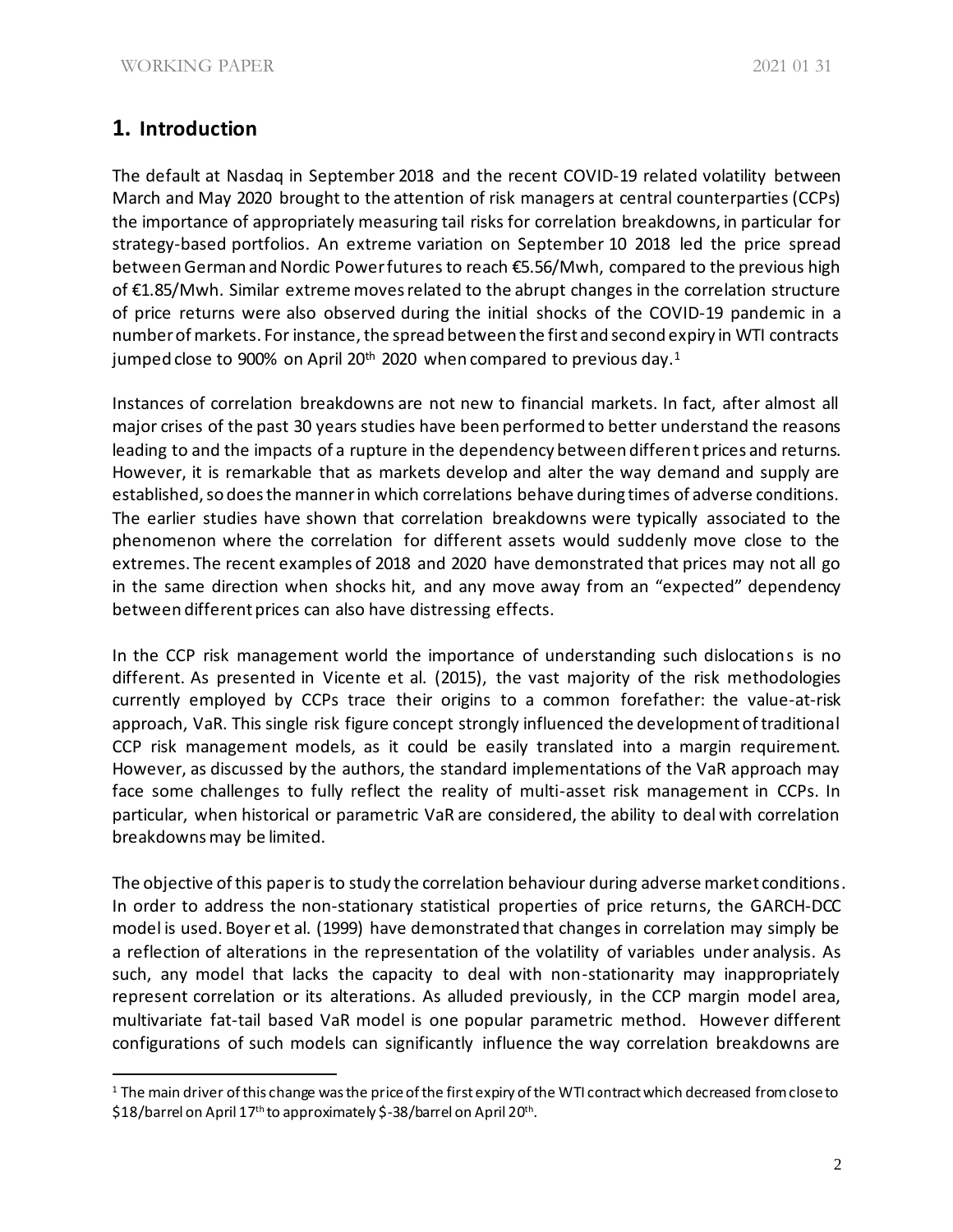# 1. Introduction

The default at Nasdaq in September 2018 and the recent COVID-19 related volatility between March and May 2020 brought to the attention of risk managers at central counterparties (CCPs) the importance of appropriately measuring tail risks for correlation breakdowns, in particular for strategy-based portfolios. An extreme variation on September 10 2018 led the price spread between German and Nordic Power futures to reach €5.56/Mwh, compared to the previous high of €1.85/Mwh. Similar extreme moves related to the abrupt changes in the correlation structure of price returns were also observed during the initial shocks of the COVID-19 pandemic in a number of markets. For instance, the spread between the first and second expiry in WTI contracts jumped close to 900% on April 20th 2020 when compared to previous day.[1]

Instances of correlation breakdowns are not new to financial markets. In fact, after almost all major crises of the past 30 years studies have been performed to better understand the reasons leading to and the impacts of a rupture in the dependency between different prices and returns. However, it is remarkable that as markets develop and alter the way demand and supply are established, so does the manner in which correlations behave during times of adverse conditions. The earlier studies have shown that correlation breakdowns were typically associated to the phenomenon where the correlation for different assets would suddenly move close to the extremes. The recent examples of 2018 and 2020 have demonstrated that prices may not all go in the same direction when shocks hit, and any move away from an "expected" dependency between different prices can also have distressing effects.

In the CCP risk management world the importance of understanding such dislocations is no different. As presented in Vicente et al. (2015), the vast majority of the risk methodologies currently employed by CCPs trace their origins to a common forefather: the value-at-risk approach, VaR. This single risk figure concept strongly influenced the development of traditional CCP risk management models, as it could be easily translated into a margin requirement. However, as discussed by the authors, the standard implementations of the VaR approach may face some challenges to fully reflect the reality of multi-asset risk management in CCPs. In particular, when historical or parametric VaR are considered, the ability to deal with correlation breakdowns may be limited.

The objective of this paper is to study the correlation behaviour during adverse market conditions. In order to address the non-stationary statistical properties of price returns, the GARCH-DCC model is used. Boyer et al. (1999) have demonstrated that changes in correlation may simply be a reflection of alterations in the representation of the volatility of variables under analysis. As such, any model that lacks the capacity to deal with non-stationarity may inappropriately represent correlation or its alterations. As alluded previously, in the CCP margin model area, multivariate fat-tail based VaR model is one popular parametric method. However different configurations of such models can significantly influence the way correlation breakdowns are

[1] The main driver of this change was the price of the first expiry of the WTI contract which decreased from close to \$18/barrel on April 17th to approximately \$-38/barrel on April 20th.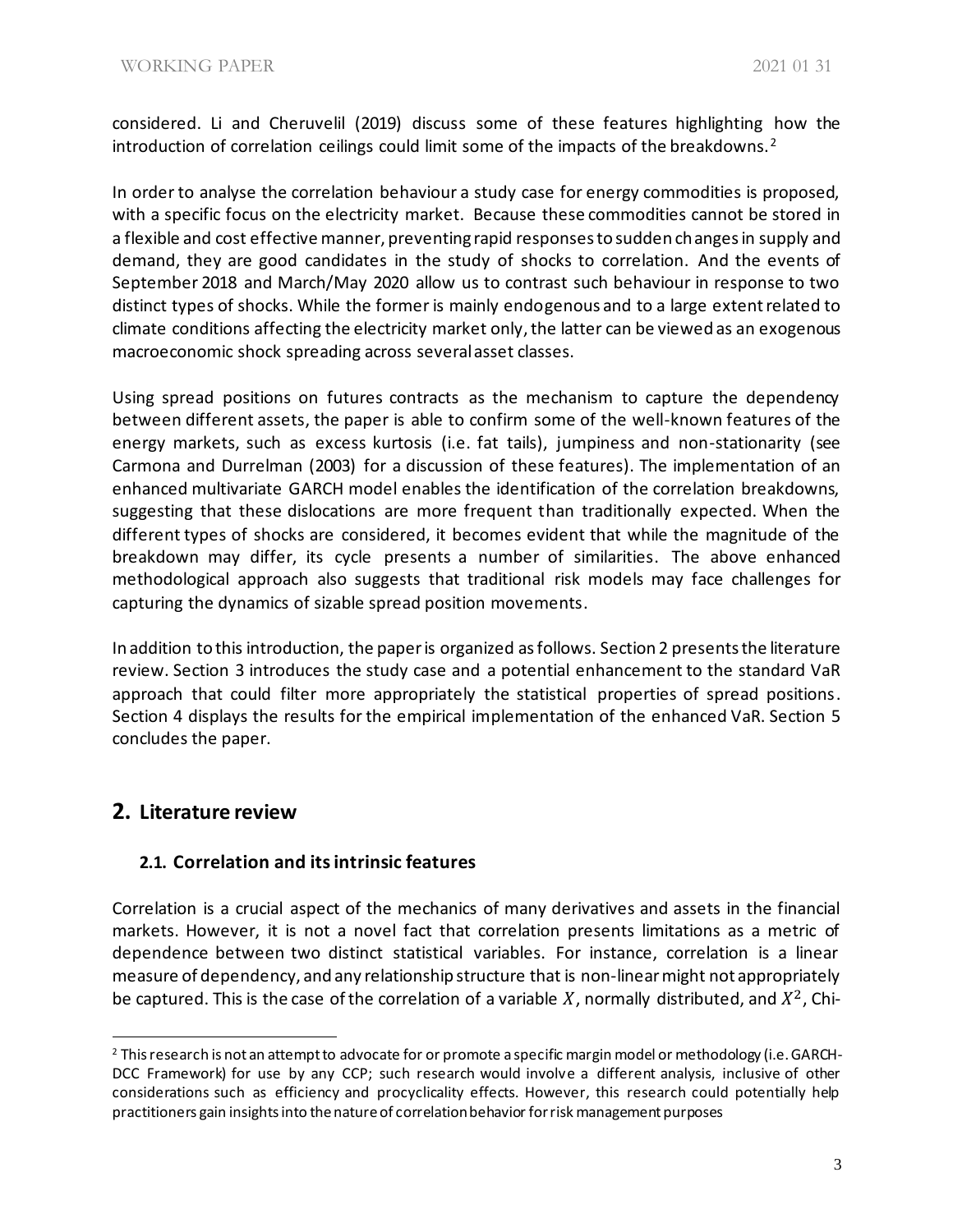considered. Li and Cheruvelil (2019) discuss some of these features highlighting how the introduction of correlation ceilings could limit some of the impacts of the breakdowns.[2]

In order to analyse the correlation behaviour a study case for energy commodities is proposed, with a specific focus on the electricity market. Because these commodities cannot be stored in a flexible and cost effective manner, preventing rapid responses to sudden changes in supply and demand, they are good candidates in the study of shocks to correlation. And the events of September 2018 and March/May 2020 allow us to contrast such behaviour in response to two distinct types of shocks. While the former is mainly endogenous and to a large extent related to climate conditions affecting the electricity market only, the latter can be viewed as an exogenous macroeconomic shock spreading across several asset classes.

Using spread positions on futures contracts as the mechanism to capture the dependency between different assets, the paper is able to confirm some of the well-known features of the energy markets, such as excess kurtosis (i.e. fat tails), jumpiness and non-stationarity (see Carmona and Durrelman (2003) for a discussion of these features). The implementation of an enhanced multivariate GARCH model enables the identification of the correlation breakdowns, suggesting that these dislocations are more frequent than traditionally expected. When the different types of shocks are considered, it becomes evident that while the magnitude of the breakdown may differ, its cycle presents a number of similarities. The above enhanced methodological approach also suggests that traditional risk models may face challenges for capturing the dynamics of sizable spread position movements.

In addition to this introduction, the paper is organized as follows. Section 2 presents the literature review. Section 3 introduces the study case and a potential enhancement to the standard VaR approach that could filter more appropriately the statistical properties of spread positions. Section 4 displays the results for the empirical implementation of the enhanced VaR. Section 5 concludes the paper.

## 2. Literature review

### 2.1. Correlation and its intrinsic features

Correlation is a crucial aspect of the mechanics of many derivatives and assets in the financial markets. However, it is not a novel fact that correlation presents limitations as a metric of dependence between two distinct statistical variables. For instance, correlation is a linear measure of dependency, and any relationship structure that is non-linear might not appropriately be captured. This is the case of the correlation of a variable $X$, normally distributed, and $X^2$, Chi-

[2] This research is not an attempt to advocate for or promote a specific margin model or methodology (i.e. GARCH-DCC Framework) for use by any CCP; such research would involve a different analysis, inclusive of other considerations such as efficiency and procyclicality effects. However, this research could potentially help practitioners gain insights into the nature of correlation behavior for risk management purposes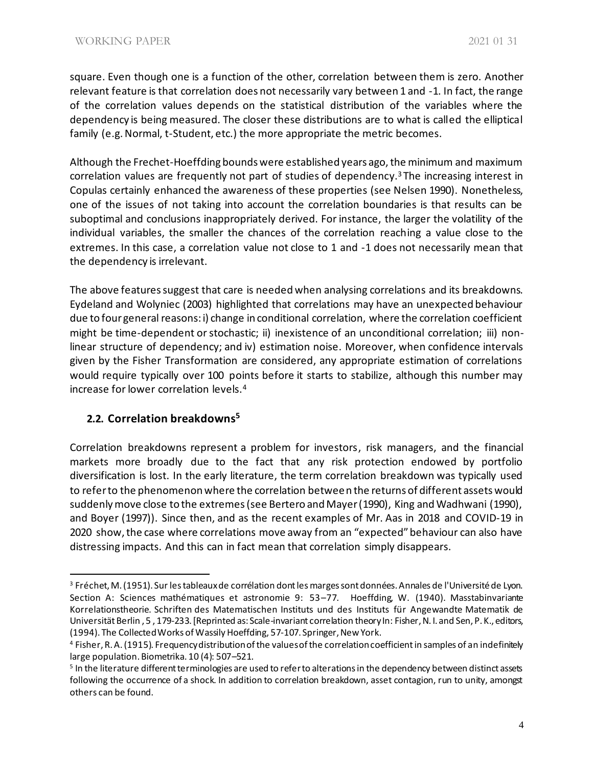square. Even though one is a function of the other, correlation between them is zero. Another relevant feature is that correlation does not necessarily vary between 1 and -1. In fact, the range of the correlation values depends on the statistical distribution of the variables where the dependency is being measured. The closer these distributions are to what is called the elliptical family (e.g. Normal, t-Student, etc.) the more appropriate the metric becomes.

Although the Frechet-Hoeffding bounds were established years ago, the minimum and maximum correlation values are frequently not part of studies of dependency.[3] The increasing interest in Copulas certainly enhanced the awareness of these properties (see Nelsen 1990). Nonetheless, one of the issues of not taking into account the correlation boundaries is that results can be suboptimal and conclusions inappropriately derived. For instance, the larger the volatility of the individual variables, the smaller the chances of the correlation reaching a value close to the extremes. In this case, a correlation value not close to 1 and -1 does not necessarily mean that the dependency is irrelevant.

The above features suggest that care is needed when analysing correlations and its breakdowns. Eydeland and Wolyniec (2003) highlighted that correlations may have an unexpected behaviour due to four general reasons: i) change in conditional correlation, where the correlation coefficient might be time-dependent or stochastic; ii) inexistence of an unconditional correlation; iii) non-linear structure of dependency; and iv) estimation noise. Moreover, when confidence intervals given by the Fisher Transformation are considered, any appropriate estimation of correlations would require typically over 100 points before it starts to stabilize, although this number may increase for lower correlation levels.[4]

## 2.2. Correlation breakdowns[5]

Correlation breakdowns represent a problem for investors, risk managers, and the financial markets more broadly due to the fact that any risk protection endowed by portfolio diversification is lost. In the early literature, the term correlation breakdown was typically used to refer to the phenomenon where the correlation between the returns of different assets would suddenly move close to the extremes (see Bertero and Mayer (1990), King and Wadhwani (1990), and Boyer (1997)). Since then, and as the recent examples of Mr. Aas in 2018 and COVID-19 in 2020 show, the case where correlations move away from an "expected" behaviour can also have distressing impacts. And this can in fact mean that correlation simply disappears.

---

[3] Fréchet, M. (1951). Sur les tableaux de corrélation dont les marges sont données. Annales de l'Université de Lyon. Section A: Sciences mathématiques et astronomie 9: 53–77. Hoeffding, W. (1940). Masstabinvariante Korrelationstheorie. Schriften des Matematischen Instituts und des Instituts für Angewandte Matematik de Universität Berlin, 5, 179-233. [Reprinted as: Scale-invariant correlation theory In: Fisher, N. I. and Sen, P. K., editors, (1994). The Collected Works of Wassily Hoeffding, 57-107. Springer, New York.

[4] Fisher, R. A. (1915). Frequency distribution of the values of the correlation coefficient in samples of an indefinitely large population. Biometrika. 10 (4): 507–521.

[5] In the literature different terminologies are used to refer to alterations in the dependency between distinct assets following the occurrence of a shock. In addition to correlation breakdown, asset contagion, run to unity, amongst others can be found.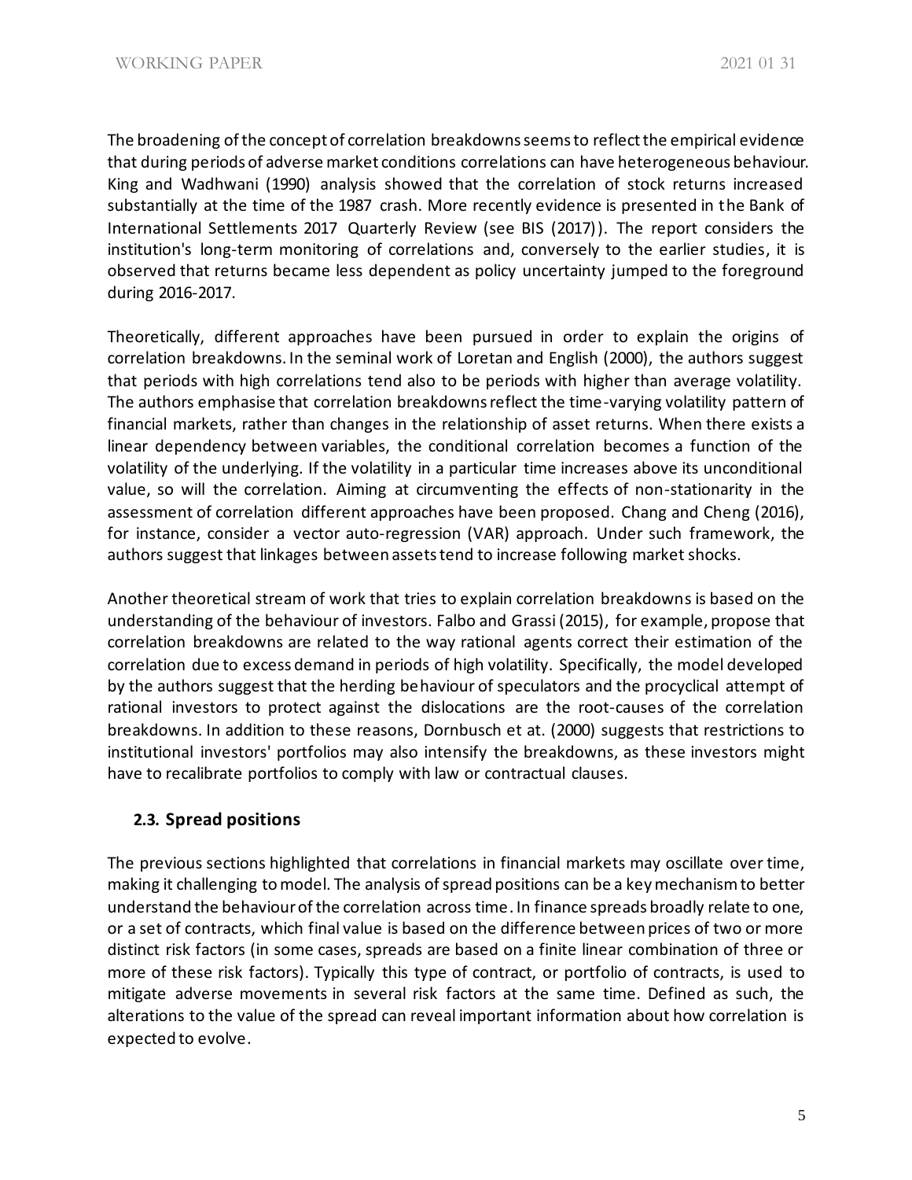The broadening of the concept of correlation breakdowns seems to reflect the empirical evidence that during periods of adverse market conditions correlations can have heterogeneous behaviour. King and Wadhwani (1990) analysis showed that the correlation of stock returns increased substantially at the time of the 1987 crash. More recently evidence is presented in the Bank of International Settlements 2017 Quarterly Review (see BIS (2017)). The report considers the institution's long-term monitoring of correlations and, conversely to the earlier studies, it is observed that returns became less dependent as policy uncertainty jumped to the foreground during 2016-2017.

Theoretically, different approaches have been pursued in order to explain the origins of correlation breakdowns. In the seminal work of Loretan and English (2000), the authors suggest that periods with high correlations tend also to be periods with higher than average volatility. The authors emphasise that correlation breakdowns reflect the time-varying volatility pattern of financial markets, rather than changes in the relationship of asset returns. When there exists a linear dependency between variables, the conditional correlation becomes a function of the volatility of the underlying. If the volatility in a particular time increases above its unconditional value, so will the correlation. Aiming at circumventing the effects of non-stationarity in the assessment of correlation different approaches have been proposed. Chang and Cheng (2016), for instance, consider a vector auto-regression (VAR) approach. Under such framework, the authors suggest that linkages between assets tend to increase following market shocks.

Another theoretical stream of work that tries to explain correlation breakdowns is based on the understanding of the behaviour of investors. Falbo and Grassi (2015), for example, propose that correlation breakdowns are related to the way rational agents correct their estimation of the correlation due to excess demand in periods of high volatility. Specifically, the model developed by the authors suggest that the herding behaviour of speculators and the procyclical attempt of rational investors to protect against the dislocations are the root-causes of the correlation breakdowns. In addition to these reasons, Dornbusch et at. (2000) suggests that restrictions to institutional investors' portfolios may also intensify the breakdowns, as these investors might have to recalibrate portfolios to comply with law or contractual clauses.

### 2.3. Spread positions

The previous sections highlighted that correlations in financial markets may oscillate over time, making it challenging to model. The analysis of spread positions can be a key mechanism to better understand the behaviour of the correlation across time. In finance spreads broadly relate to one, or a set of contracts, which final value is based on the difference between prices of two or more distinct risk factors (in some cases, spreads are based on a finite linear combination of three or more of these risk factors). Typically this type of contract, or portfolio of contracts, is used to mitigate adverse movements in several risk factors at the same time. Defined as such, the alterations to the value of the spread can reveal important information about how correlation is expected to evolve.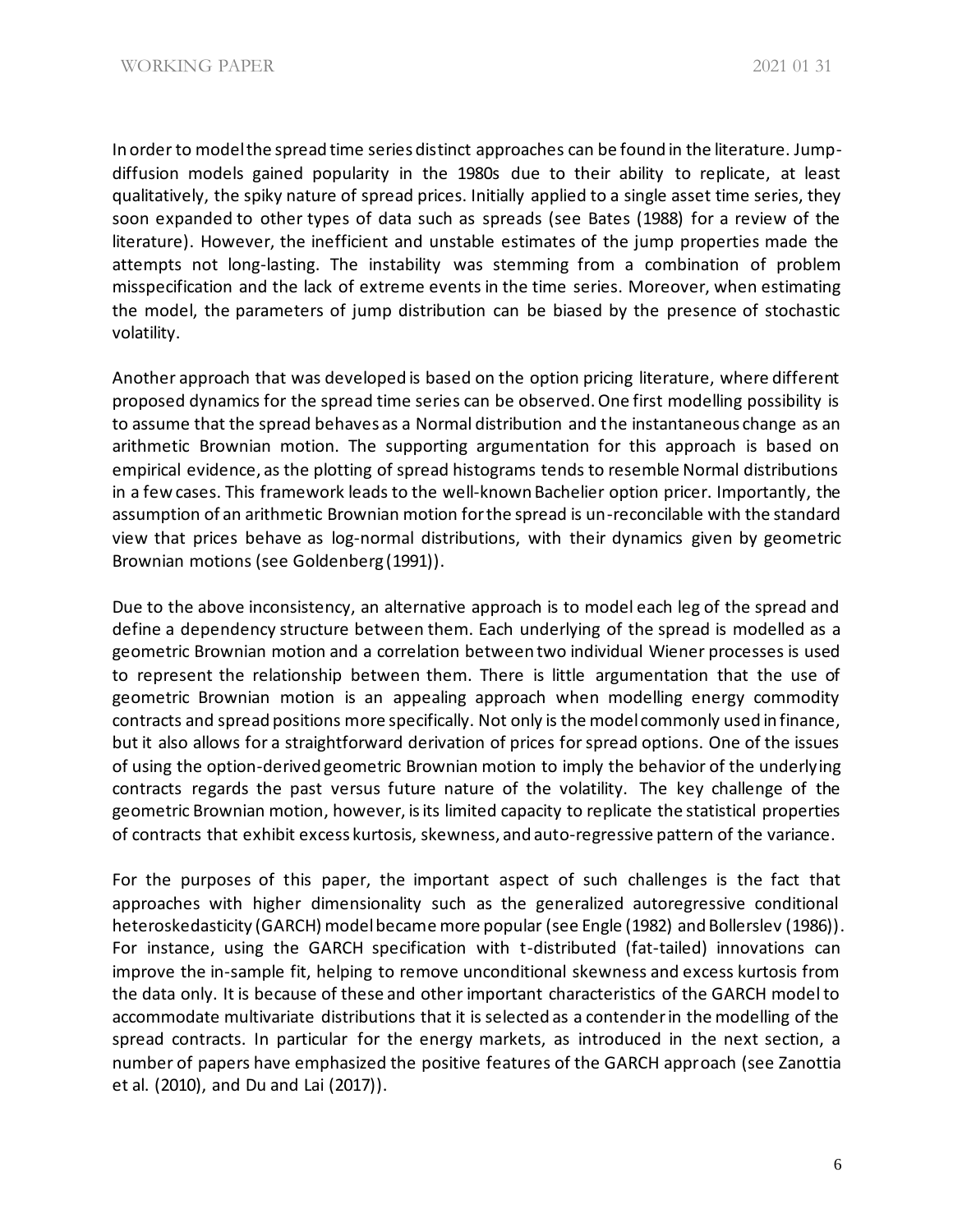In order to model the spread time series distinct approaches can be found in the literature. Jump-diffusion models gained popularity in the 1980s due to their ability to replicate, at least qualitatively, the spiky nature of spread prices. Initially applied to a single asset time series, they soon expanded to other types of data such as spreads (see Bates (1988) for a review of the literature). However, the inefficient and unstable estimates of the jump properties made the attempts not long-lasting. The instability was stemming from a combination of problem misspecification and the lack of extreme events in the time series. Moreover, when estimating the model, the parameters of jump distribution can be biased by the presence of stochastic volatility.

Another approach that was developed is based on the option pricing literature, where different proposed dynamics for the spread time series can be observed. One first modelling possibility is to assume that the spread behaves as a Normal distribution and the instantaneous change as an arithmetic Brownian motion. The supporting argumentation for this approach is based on empirical evidence, as the plotting of spread histograms tends to resemble Normal distributions in a few cases. This framework leads to the well-known Bachelier option pricer. Importantly, the assumption of an arithmetic Brownian motion for the spread is un-reconcilable with the standard view that prices behave as log-normal distributions, with their dynamics given by geometric Brownian motions (see Goldenberg (1991)).

Due to the above inconsistency, an alternative approach is to model each leg of the spread and define a dependency structure between them. Each underlying of the spread is modelled as a geometric Brownian motion and a correlation between two individual Wiener processes is used to represent the relationship between them. There is little argumentation that the use of geometric Brownian motion is an appealing approach when modelling energy commodity contracts and spread positions more specifically. Not only is the model commonly used in finance, but it also allows for a straightforward derivation of prices for spread options. One of the issues of using the option-derived geometric Brownian motion to imply the behavior of the underlying contracts regards the past versus future nature of the volatility. The key challenge of the geometric Brownian motion, however, is its limited capacity to replicate the statistical properties of contracts that exhibit excess kurtosis, skewness, and auto-regressive pattern of the variance.

For the purposes of this paper, the important aspect of such challenges is the fact that approaches with higher dimensionality such as the generalized autoregressive conditional heteroskedasticity (GARCH) model became more popular (see Engle (1982) and Bollerslev (1986)). For instance, using the GARCH specification with t-distributed (fat-tailed) innovations can improve the in-sample fit, helping to remove unconditional skewness and excess kurtosis from the data only. It is because of these and other important characteristics of the GARCH model to accommodate multivariate distributions that it is selected as a contender in the modelling of the spread contracts. In particular for the energy markets, as introduced in the next section, a number of papers have emphasized the positive features of the GARCH approach (see Zanottia et al. (2010), and Du and Lai (2017)).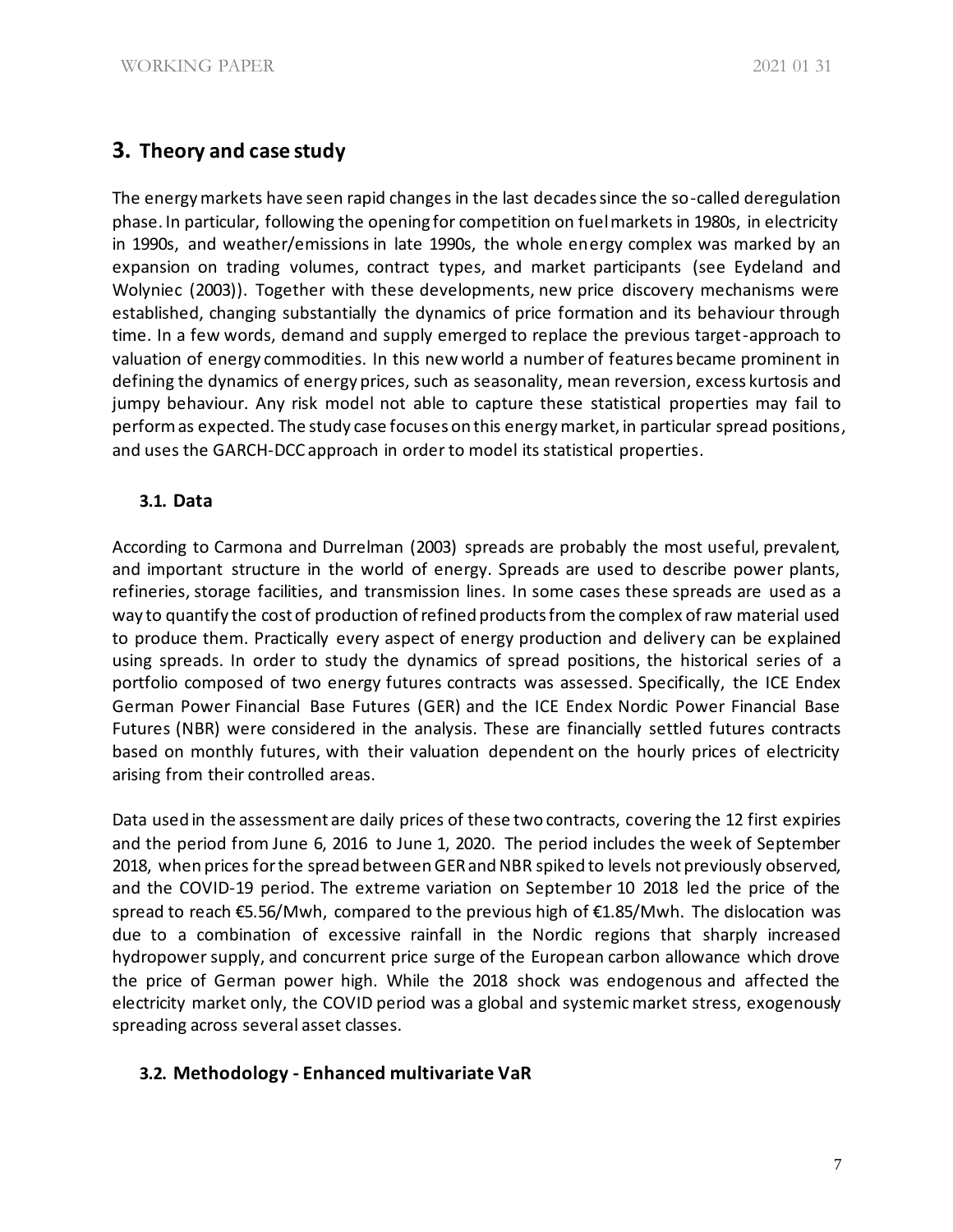# 3. Theory and case study

The energy markets have seen rapid changes in the last decades since the so-called deregulation phase. In particular, following the opening for competition on fuel markets in 1980s, in electricity in 1990s, and weather/emissions in late 1990s, the whole energy complex was marked by an expansion on trading volumes, contract types, and market participants (see Eydeland and Wolyniec (2003)). Together with these developments, new price discovery mechanisms were established, changing substantially the dynamics of price formation and its behaviour through time. In a few words, demand and supply emerged to replace the previous target-approach to valuation of energy commodities. In this new world a number of features became prominent in defining the dynamics of energy prices, such as seasonality, mean reversion, excess kurtosis and jumpy behaviour. Any risk model not able to capture these statistical properties may fail to perform as expected. The study case focuses on this energy market, in particular spread positions, and uses the GARCH-DCC approach in order to model its statistical properties.

## 3.1. Data

According to Carmona and Durrelman (2003) spreads are probably the most useful, prevalent, and important structure in the world of energy. Spreads are used to describe power plants, refineries, storage facilities, and transmission lines. In some cases these spreads are used as a way to quantify the cost of production of refined products from the complex of raw material used to produce them. Practically every aspect of energy production and delivery can be explained using spreads. In order to study the dynamics of spread positions, the historical series of a portfolio composed of two energy futures contracts was assessed. Specifically, the ICE Endex German Power Financial Base Futures (GER) and the ICE Endex Nordic Power Financial Base Futures (NBR) were considered in the analysis. These are financially settled futures contracts based on monthly futures, with their valuation dependent on the hourly prices of electricity arising from their controlled areas.

Data used in the assessment are daily prices of these two contracts, covering the 12 first expiries and the period from June 6, 2016 to June 1, 2020. The period includes the week of September 2018, when prices for the spread between GER and NBR spiked to levels not previously observed, and the COVID-19 period. The extreme variation on September 10 2018 led the price of the spread to reach €5.56/Mwh, compared to the previous high of €1.85/Mwh. The dislocation was due to a combination of excessive rainfall in the Nordic regions that sharply increased hydropower supply, and concurrent price surge of the European carbon allowance which drove the price of German power high. While the 2018 shock was endogenous and affected the electricity market only, the COVID period was a global and systemic market stress, exogenously spreading across several asset classes.

## 3.2. Methodology - Enhanced multivariate VaR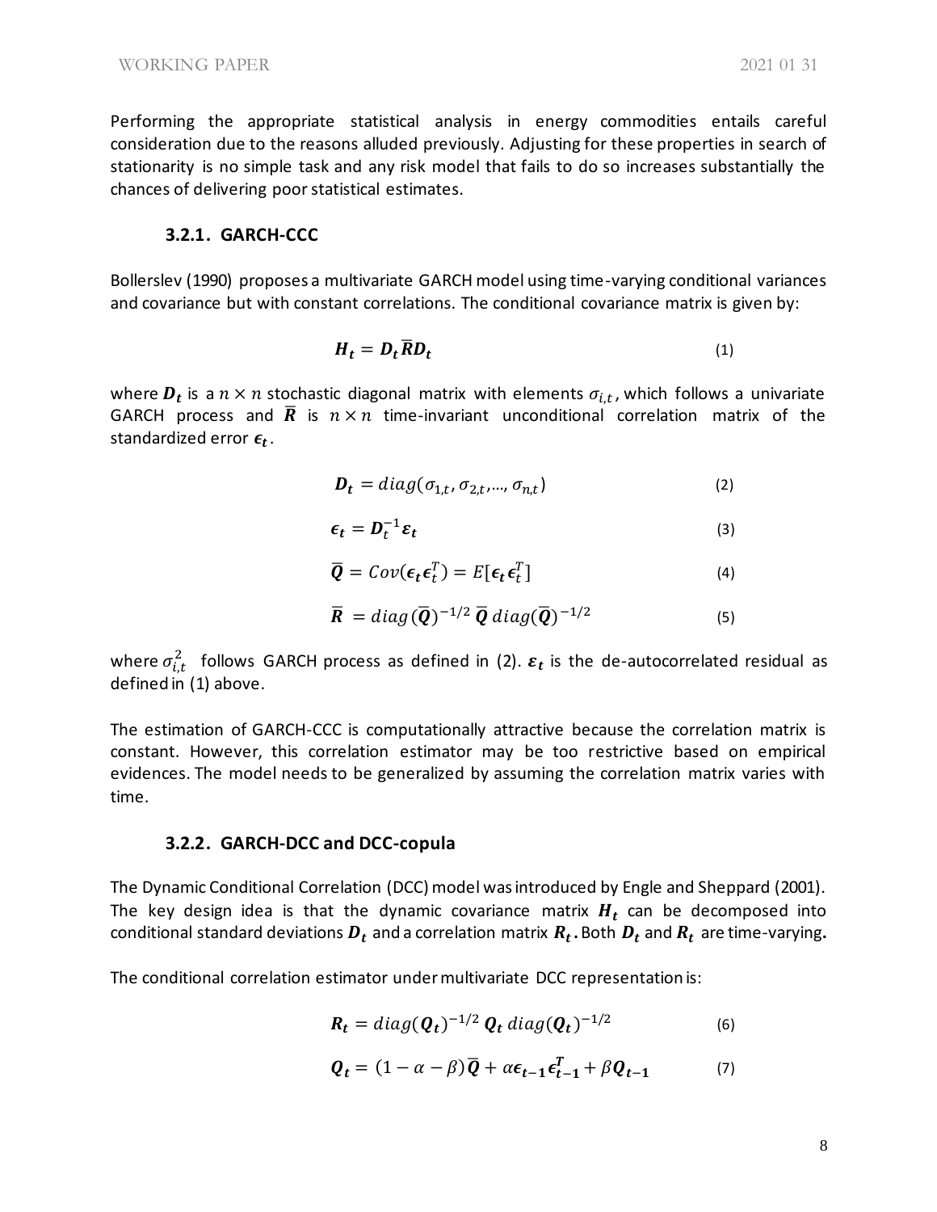Performing the appropriate statistical analysis in energy commodities entails careful consideration due to the reasons alluded previously. Adjusting for these properties in search of stationarity is no simple task and any risk model that fails to do so increases substantially the chances of delivering poor statistical estimates.

### 3.2.1. GARCH-CCC

Bollerslev (1990) proposes a multivariate GARCH model using time-varying conditional variances and covariance but with constant correlations. The conditional covariance matrix is given by:

$$\boldsymbol{H_t} = \boldsymbol{D_t}\overline{\boldsymbol{R}}\boldsymbol{D_t} \tag{1}$$

where $\boldsymbol{D_t}$ is a $n \times n$ stochastic diagonal matrix with elements $\sigma_{i,t}$, which follows a univariate GARCH process and $\overline{\boldsymbol{R}}$ is $n \times n$ time-invariant unconditional correlation matrix of the standardized error $\boldsymbol{\epsilon_t}$.

$$\boldsymbol{D_t} = diag(\sigma_{1,t}, \sigma_{2,t}, \ldots, \sigma_{n,t}) \tag{2}$$

$$\boldsymbol{\epsilon_t} = \boldsymbol{D}_t^{-1}\boldsymbol{\varepsilon_t} \tag{3}$$

$$\overline{\boldsymbol{Q}} = Cov(\boldsymbol{\epsilon_t}\boldsymbol{\epsilon}_t^T) = E[\boldsymbol{\epsilon_t}\boldsymbol{\epsilon}_t^T] \tag{4}$$

$$\overline{\boldsymbol{R}} = diag(\overline{\boldsymbol{Q}})^{-1/2}\, \overline{\boldsymbol{Q}}\, diag(\overline{\boldsymbol{Q}})^{-1/2} \tag{5}$$

where $\sigma_{i,t}^2$ follows GARCH process as defined in (2). $\boldsymbol{\varepsilon_t}$ is the de-autocorrelated residual as defined in (1) above.

The estimation of GARCH-CCC is computationally attractive because the correlation matrix is constant. However, this correlation estimator may be too restrictive based on empirical evidences. The model needs to be generalized by assuming the correlation matrix varies with time.

### 3.2.2. GARCH-DCC and DCC-copula

The Dynamic Conditional Correlation (DCC) model was introduced by Engle and Sheppard (2001). The key design idea is that the dynamic covariance matrix $\boldsymbol{H_t}$ can be decomposed into conditional standard deviations $\boldsymbol{D_t}$ and a correlation matrix $\boldsymbol{R_t}$. Both $\boldsymbol{D_t}$ and $\boldsymbol{R_t}$ are time-varying**.**

The conditional correlation estimator under multivariate DCC representation is:

$$\boldsymbol{R_t} = diag(\boldsymbol{Q_t})^{-1/2}\, \boldsymbol{Q_t}\, diag(\boldsymbol{Q_t})^{-1/2} \tag{6}$$

$$\boldsymbol{Q_t} = (1 - \alpha - \beta)\overline{\boldsymbol{Q}} + \alpha\boldsymbol{\epsilon_{t-1}}\boldsymbol{\epsilon_{t-1}^T} + \beta\boldsymbol{Q_{t-1}} \tag{7}$$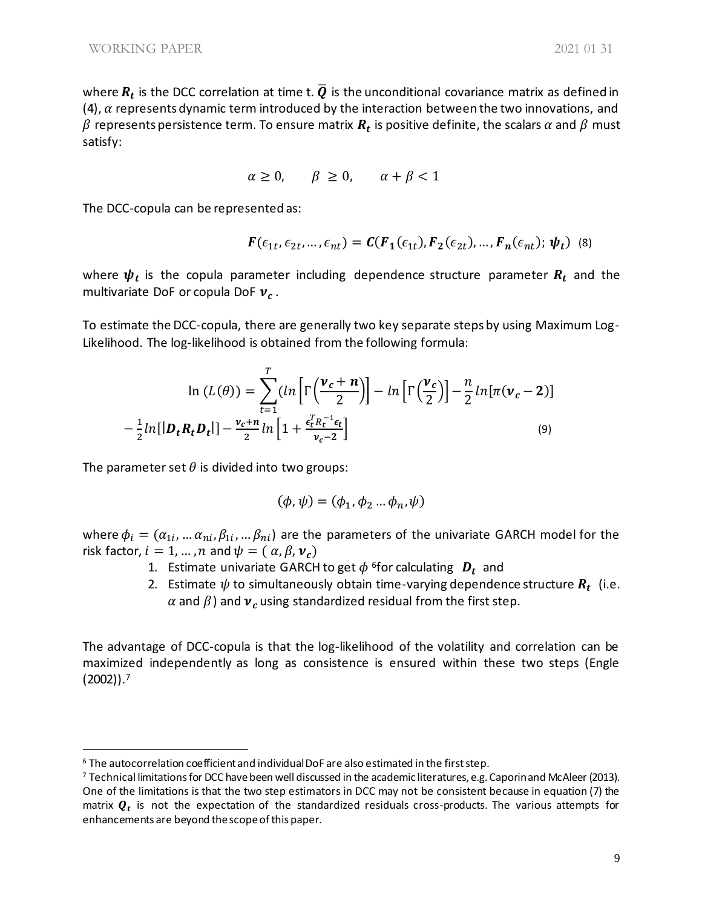where $\boldsymbol{R_t}$ is the DCC correlation at time t. $\overline{\boldsymbol{Q}}$ is the unconditional covariance matrix as defined in (4), $\alpha$ represents dynamic term introduced by the interaction between the two innovations, and $\beta$ represents persistence term. To ensure matrix $\boldsymbol{R_t}$ is positive definite, the scalars $\alpha$ and $\beta$ must satisfy:

$$\alpha \geq 0, \qquad \beta \geq 0, \qquad \alpha + \beta < 1$$

The DCC-copula can be represented as:

$$\boldsymbol{F}(\epsilon_{1t}, \epsilon_{2t}, \ldots, \epsilon_{nt}) = \boldsymbol{C}(\boldsymbol{F_1}(\epsilon_{1t}), \boldsymbol{F_2}(\epsilon_{2t}), \ldots, \boldsymbol{F_n}(\epsilon_{nt}); \boldsymbol{\psi_t}) \quad (8)$$

where $\boldsymbol{\psi_t}$ is the copula parameter including dependence structure parameter $\boldsymbol{R_t}$ and the multivariate DoF or copula DoF $\boldsymbol{\nu_c}$.

To estimate the DCC-copula, there are generally two key separate steps by using Maximum Log-Likelihood. The log-likelihood is obtained from the following formula:

$$\ln\left(L(\theta)\right) = \sum_{t=1}^{T}\left(\ln\left[\Gamma\left(\frac{\boldsymbol{\nu_c}+\boldsymbol{n}}{2}\right)\right] - \ln\left[\Gamma\left(\frac{\boldsymbol{\nu_c}}{2}\right)\right] - \frac{n}{2}\ln[\pi(\boldsymbol{\nu_c}-\boldsymbol{2})]\right.$$
$$\left. - \frac{1}{2}\ln[|\boldsymbol{D_t}\boldsymbol{R_t}\boldsymbol{D_t}|] - \frac{\boldsymbol{\nu_c}+\boldsymbol{n}}{2}\ln\left[1 + \frac{\epsilon_t^T R_t^{-1}\epsilon_t}{\boldsymbol{\nu_c}-\boldsymbol{2}}\right]\right) \quad (9)$$

The parameter set $\theta$ is divided into two groups:

$$(\phi, \psi) = (\phi_1, \phi_2 \ldots \phi_n, \psi)$$

where $\phi_i = (\alpha_{1i}, \ldots \alpha_{ni}, \beta_{1i}, \ldots \beta_{ni})$ are the parameters of the univariate GARCH model for the risk factor, $i = 1, \ldots, n$ and $\psi = (\alpha, \beta, \boldsymbol{\nu_c})$

1. Estimate univariate GARCH to get $\phi$ [6] for calculating $\boldsymbol{D_t}$ and
2. Estimate $\psi$ to simultaneously obtain time-varying dependence structure $\boldsymbol{R_t}$ (i.e. $\alpha$ and $\beta$) and $\boldsymbol{\nu_c}$ using standardized residual from the first step.

The advantage of DCC-copula is that the log-likelihood of the volatility and correlation can be maximized independently as long as consistence is ensured within these two steps (Engle (2002)).[7]

---

[6] The autocorrelation coefficient and individual DoF are also estimated in the first step.

[7] Technical limitations for DCC have been well discussed in the academic literatures, e.g. Caporin and McAleer (2013). One of the limitations is that the two step estimators in DCC may not be consistent because in equation (7) the matrix $\boldsymbol{Q_t}$ is not the expectation of the standardized residuals cross-products. The various attempts for enhancements are beyond the scope of this paper.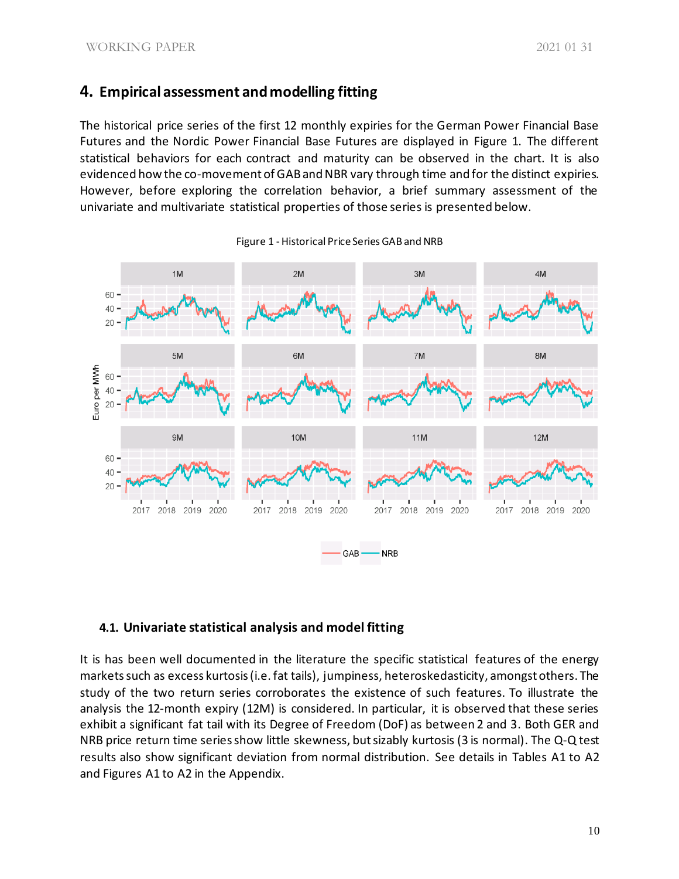## 4. Empirical assessment and modelling fitting

The historical price series of the first 12 monthly expiries for the German Power Financial Base Futures and the Nordic Power Financial Base Futures are displayed in Figure 1. The different statistical behaviors for each contract and maturity can be observed in the chart. It is also evidenced how the co-movement of GAB and NBR vary through time and for the distinct expiries. However, before exploring the correlation behavior, a brief summary assessment of the univariate and multivariate statistical properties of those series is presented below.

Figure 1 - Historical Price Series GAB and NRB

### 4.1. Univariate statistical analysis and model fitting

It is has been well documented in the literature the specific statistical features of the energy markets such as excess kurtosis (i.e. fat tails), jumpiness, heteroskedasticity, amongst others. The study of the two return series corroborates the existence of such features. To illustrate the analysis the 12-month expiry (12M) is considered. In particular, it is observed that these series exhibit a significant fat tail with its Degree of Freedom (DoF) as between 2 and 3. Both GER and NRB price return time series show little skewness, but sizably kurtosis (3 is normal). The Q-Q test results also show significant deviation from normal distribution. See details in Tables A1 to A2 and Figures A1 to A2 in the Appendix.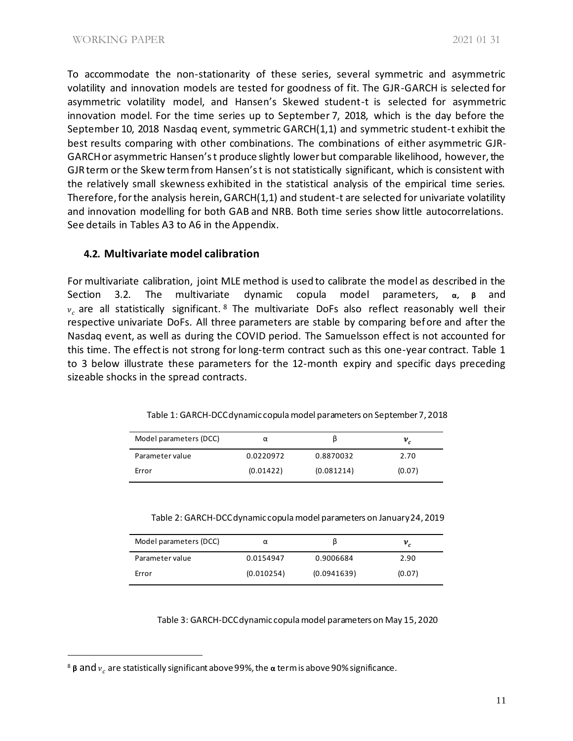To accommodate the non-stationarity of these series, several symmetric and asymmetric volatility and innovation models are tested for goodness of fit. The GJR-GARCH is selected for asymmetric volatility model, and Hansen's Skewed student-t is selected for asymmetric innovation model. For the time series up to September 7, 2018, which is the day before the September 10, 2018 Nasdaq event, symmetric GARCH(1,1) and symmetric student-t exhibit the best results comparing with other combinations. The combinations of either asymmetric GJR-GARCH or asymmetric Hansen's t produce slightly lower but comparable likelihood, however, the GJR term or the Skew term from Hansen's t is not statistically significant, which is consistent with the relatively small skewness exhibited in the statistical analysis of the empirical time series. Therefore, for the analysis herein, GARCH(1,1) and student-t are selected for univariate volatility and innovation modelling for both GAB and NRB. Both time series show little autocorrelations. See details in Tables A3 to A6 in the Appendix.

## 4.2. Multivariate model calibration

For multivariate calibration, joint MLE method is used to calibrate the model as described in the Section 3.2. The multivariate dynamic copula model parameters, **α**, **β** and $\nu_c$ are all statistically significant.[8] The multivariate DoFs also reflect reasonably well their respective univariate DoFs. All three parameters are stable by comparing before and after the Nasdaq event, as well as during the COVID period. The Samuelsson effect is not accounted for this time. The effect is not strong for long-term contract such as this one-year contract. Table 1 to 3 below illustrate these parameters for the 12-month expiry and specific days preceding sizeable shocks in the spread contracts.

Table 1: GARCH-DCC dynamic copula model parameters on September 7, 2018

| Model parameters (DCC) | α | β | $\nu_c$ |
|---|---|---|---|
| Parameter value | 0.0220972 | 0.8870032 | 2.70 |
| Error | (0.01422) | (0.081214) | (0.07) |

Table 2: GARCH-DCC dynamic copula model parameters on January 24, 2019

| Model parameters (DCC) | α | β | $\nu_c$ |
|---|---|---|---|
| Parameter value | 0.0154947 | 0.9006684 | 2.90 |
| Error | (0.010254) | (0.0941639) | (0.07) |

Table 3: GARCH-DCC dynamic copula model parameters on May 15, 2020

[8] **β** and $\nu_c$ are statistically significant above 99%, the **α** term is above 90% significance.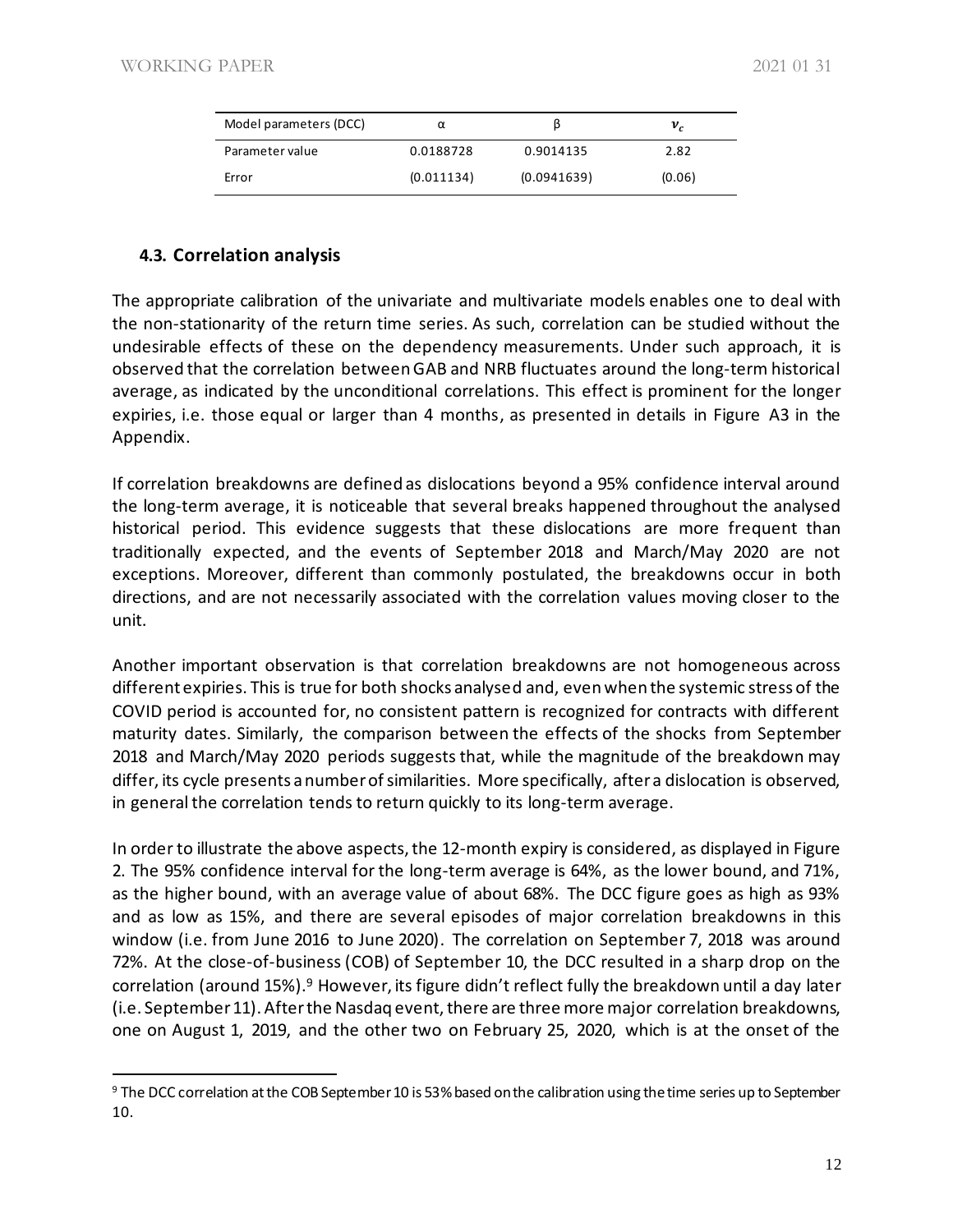| Model parameters (DCC) | α | β | $\boldsymbol{\nu_c}$ |
| --- | --- | --- | --- |
| Parameter value | 0.0188728 | 0.9014135 | 2.82 |
| Error | (0.011134) | (0.0941639) | (0.06) |

### 4.3. Correlation analysis

The appropriate calibration of the univariate and multivariate models enables one to deal with the non-stationarity of the return time series. As such, correlation can be studied without the undesirable effects of these on the dependency measurements. Under such approach, it is observed that the correlation between GAB and NRB fluctuates around the long-term historical average, as indicated by the unconditional correlations. This effect is prominent for the longer expiries, i.e. those equal or larger than 4 months, as presented in details in Figure A3 in the Appendix.

If correlation breakdowns are defined as dislocations beyond a 95% confidence interval around the long-term average, it is noticeable that several breaks happened throughout the analysed historical period. This evidence suggests that these dislocations are more frequent than traditionally expected, and the events of September 2018 and March/May 2020 are not exceptions. Moreover, different than commonly postulated, the breakdowns occur in both directions, and are not necessarily associated with the correlation values moving closer to the unit.

Another important observation is that correlation breakdowns are not homogeneous across different expiries. This is true for both shocks analysed and, even when the systemic stress of the COVID period is accounted for, no consistent pattern is recognized for contracts with different maturity dates. Similarly, the comparison between the effects of the shocks from September 2018 and March/May 2020 periods suggests that, while the magnitude of the breakdown may differ, its cycle presents a number of similarities. More specifically, after a dislocation is observed, in general the correlation tends to return quickly to its long-term average.

In order to illustrate the above aspects, the 12-month expiry is considered, as displayed in Figure 2. The 95% confidence interval for the long-term average is 64%, as the lower bound, and 71%, as the higher bound, with an average value of about 68%. The DCC figure goes as high as 93% and as low as 15%, and there are several episodes of major correlation breakdowns in this window (i.e. from June 2016 to June 2020). The correlation on September 7, 2018 was around 72%. At the close-of-business (COB) of September 10, the DCC resulted in a sharp drop on the correlation (around 15%).[9] However, its figure didn't reflect fully the breakdown until a day later (i.e. September 11). After the Nasdaq event, there are three more major correlation breakdowns, one on August 1, 2019, and the other two on February 25, 2020, which is at the onset of the

[9] The DCC correlation at the COB September 10 is 53% based on the calibration using the time series up to September 10.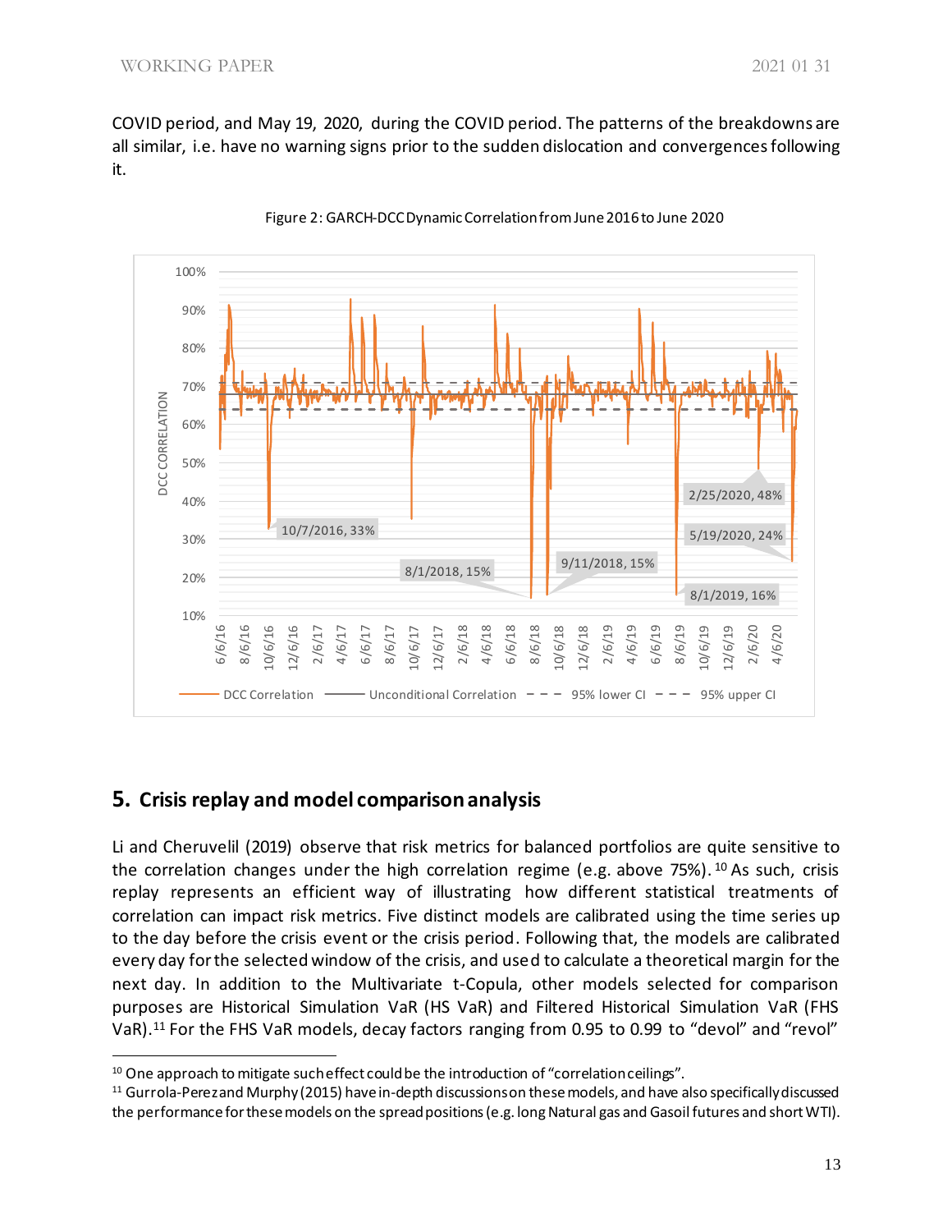COVID period, and May 19, 2020, during the COVID period. The patterns of the breakdowns are all similar, i.e. have no warning signs prior to the sudden dislocation and convergences following it.

Figure 2: GARCH-DCC Dynamic Correlation from June 2016 to June 2020

## 5. Crisis replay and model comparison analysis

Li and Cheruvelil (2019) observe that risk metrics for balanced portfolios are quite sensitive to the correlation changes under the high correlation regime (e.g. above 75%).[10] As such, crisis replay represents an efficient way of illustrating how different statistical treatments of correlation can impact risk metrics. Five distinct models are calibrated using the time series up to the day before the crisis event or the crisis period. Following that, the models are calibrated every day for the selected window of the crisis, and used to calculate a theoretical margin for the next day. In addition to the Multivariate t-Copula, other models selected for comparison purposes are Historical Simulation VaR (HS VaR) and Filtered Historical Simulation VaR (FHS VaR).[11] For the FHS VaR models, decay factors ranging from 0.95 to 0.99 to "devol" and "revol"

---

[10] One approach to mitigate such effect could be the introduction of "correlation ceilings".

[11] Gurrola-Perez and Murphy (2015) have in-depth discussions on these models, and have also specifically discussed the performance for these models on the spread positions (e.g. long Natural gas and Gasoil futures and short WTI).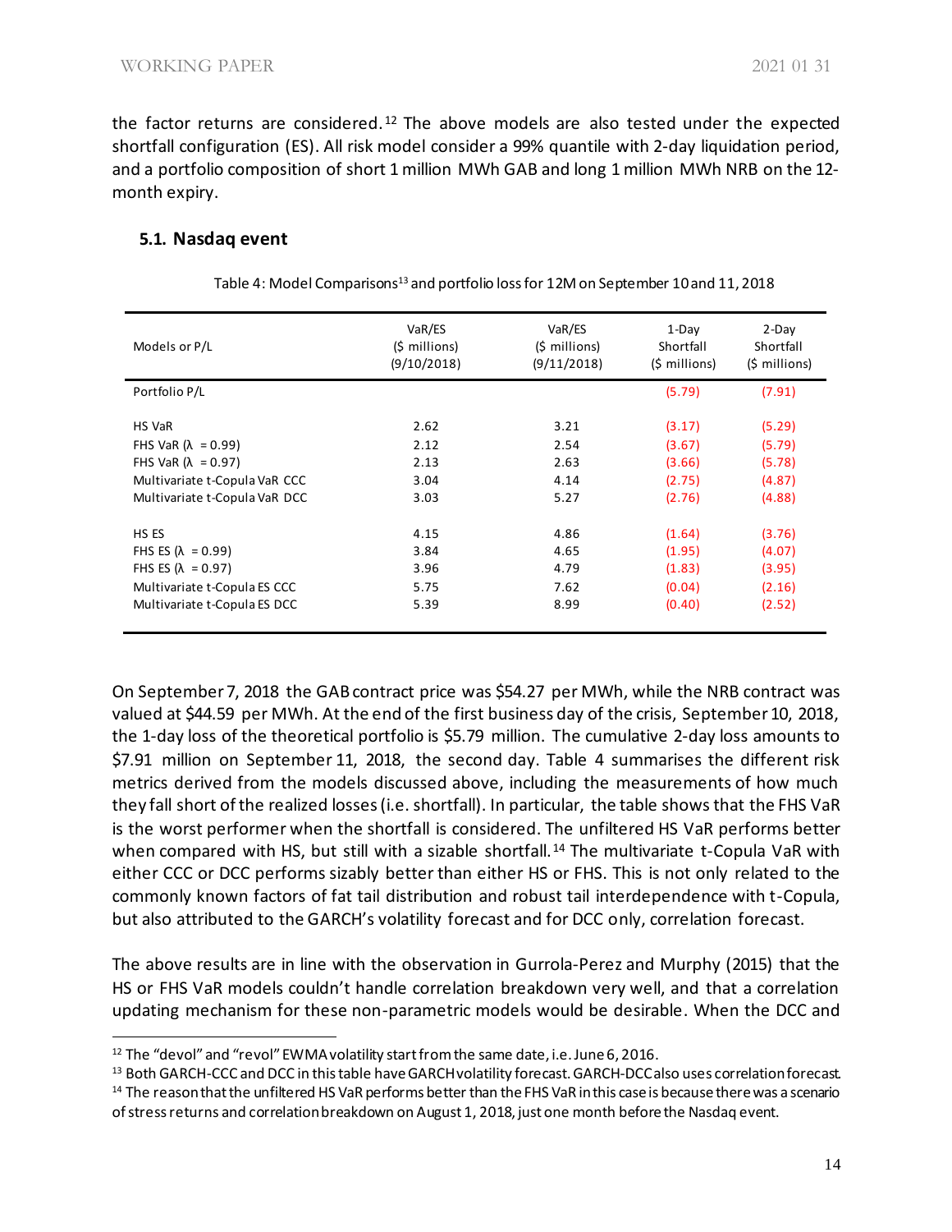the factor returns are considered.[12] The above models are also tested under the expected shortfall configuration (ES). All risk model consider a 99% quantile with 2-day liquidation period, and a portfolio composition of short 1 million MWh GAB and long 1 million MWh NRB on the 12-month expiry.

### 5.1. Nasdaq event

Table 4: Model Comparisons[13] and portfolio loss for 12M on September 10 and 11, 2018

| Models or P/L | VaR/ES ($ millions) (9/10/2018) | VaR/ES ($ millions) (9/11/2018) | 1-Day Shortfall ($ millions) | 2-Day Shortfall ($ millions) |
|---|---|---|---|---|
| Portfolio P/L | | | (5.79) | (7.91) |
| HS VaR | 2.62 | 3.21 | (3.17) | (5.29) |
| FHS VaR ($\lambda$ = 0.99) | 2.12 | 2.54 | (3.67) | (5.79) |
| FHS VaR ($\lambda$ = 0.97) | 2.13 | 2.63 | (3.66) | (5.78) |
| Multivariate t-Copula VaR CCC | 3.04 | 4.14 | (2.75) | (4.87) |
| Multivariate t-Copula VaR DCC | 3.03 | 5.27 | (2.76) | (4.88) |
| HS ES | 4.15 | 4.86 | (1.64) | (3.76) |
| FHS ES ($\lambda$ = 0.99) | 3.84 | 4.65 | (1.95) | (4.07) |
| FHS ES ($\lambda$ = 0.97) | 3.96 | 4.79 | (1.83) | (3.95) |
| Multivariate t-Copula ES CCC | 5.75 | 7.62 | (0.04) | (2.16) |
| Multivariate t-Copula ES DCC | 5.39 | 8.99 | (0.40) | (2.52) |

On September 7, 2018 the GAB contract price was $54.27 per MWh, while the NRB contract was valued at $44.59 per MWh. At the end of the first business day of the crisis, September 10, 2018, the 1-day loss of the theoretical portfolio is $5.79 million. The cumulative 2-day loss amounts to $7.91 million on September 11, 2018, the second day. Table 4 summarises the different risk metrics derived from the models discussed above, including the measurements of how much they fall short of the realized losses (i.e. shortfall). In particular, the table shows that the FHS VaR is the worst performer when the shortfall is considered. The unfiltered HS VaR performs better when compared with HS, but still with a sizable shortfall.[14] The multivariate t-Copula VaR with either CCC or DCC performs sizably better than either HS or FHS. This is not only related to the commonly known factors of fat tail distribution and robust tail interdependence with t-Copula, but also attributed to the GARCH's volatility forecast and for DCC only, correlation forecast.

The above results are in line with the observation in Gurrola-Perez and Murphy (2015) that the HS or FHS VaR models couldn't handle correlation breakdown very well, and that a correlation updating mechanism for these non-parametric models would be desirable. When the DCC and

[12] The "devol" and "revol" EWMA volatility start from the same date, i.e. June 6, 2016.

[13] Both GARCH-CCC and DCC in this table have GARCH volatility forecast. GARCH-DCC also uses correlation forecast.

[14] The reason that the unfiltered HS VaR performs better than the FHS VaR in this case is because there was a scenario of stress returns and correlation breakdown on August 1, 2018, just one month before the Nasdaq event.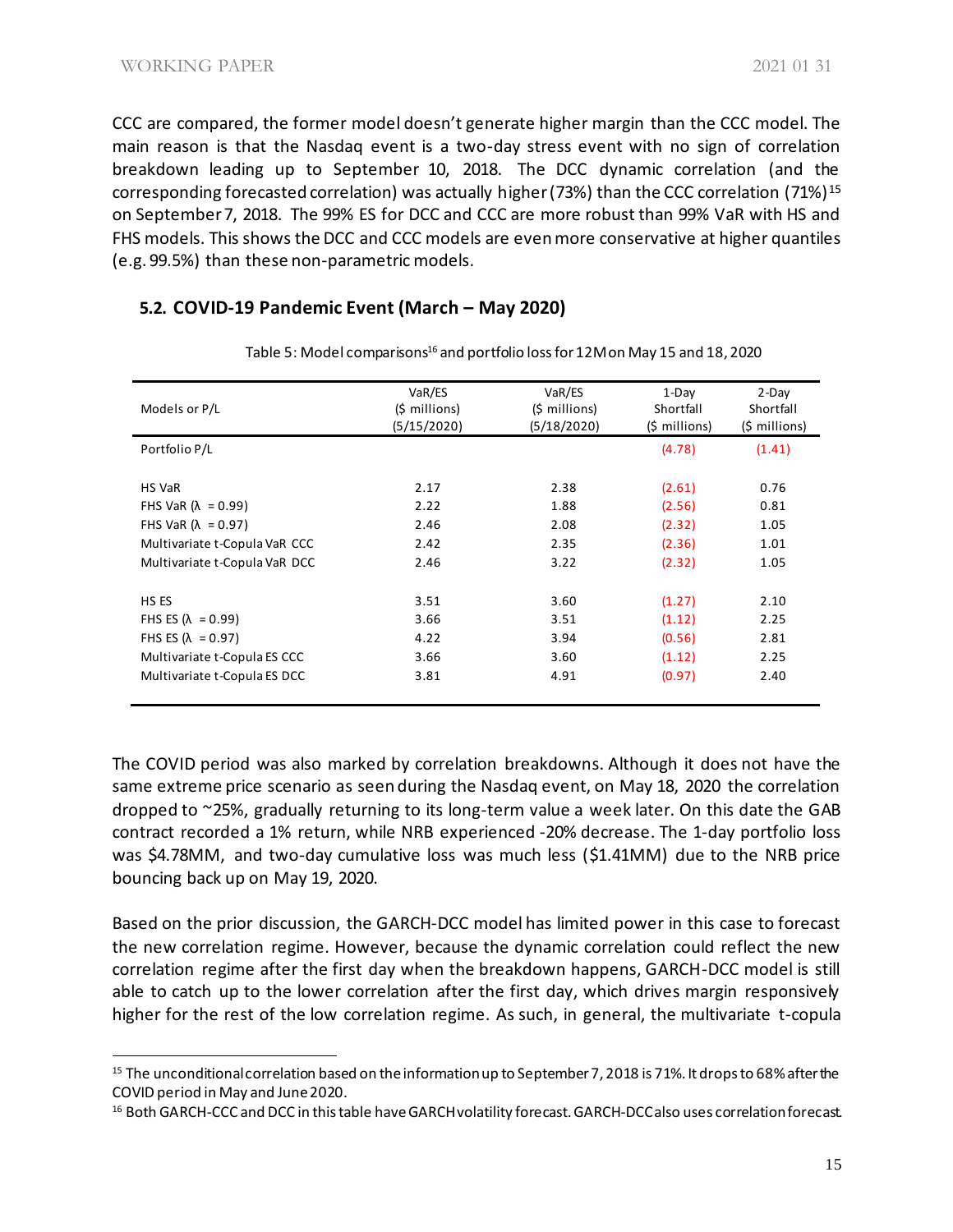CCC are compared, the former model doesn't generate higher margin than the CCC model. The main reason is that the Nasdaq event is a two-day stress event with no sign of correlation breakdown leading up to September 10, 2018. The DCC dynamic correlation (and the corresponding forecasted correlation) was actually higher (73%) than the CCC correlation (71%)[15] on September 7, 2018. The 99% ES for DCC and CCC are more robust than 99% VaR with HS and FHS models. This shows the DCC and CCC models are even more conservative at higher quantiles (e.g. 99.5%) than these non-parametric models.

### 5.2. COVID-19 Pandemic Event (March – May 2020)

Table 5: Model comparisons[16] and portfolio loss for 12M on May 15 and 18, 2020

| Models or P/L | VaR/ES ($ millions) (5/15/2020) | VaR/ES ($ millions) (5/18/2020) | 1-Day Shortfall ($ millions) | 2-Day Shortfall ($ millions) |
|---|---|---|---|---|
| Portfolio P/L | | | (4.78) | (1.41) |
| HS VaR | 2.17 | 2.38 | (2.61) | 0.76 |
| FHS VaR ($\lambda$ = 0.99) | 2.22 | 1.88 | (2.56) | 0.81 |
| FHS VaR ($\lambda$ = 0.97) | 2.46 | 2.08 | (2.32) | 1.05 |
| Multivariate t-Copula VaR CCC | 2.42 | 2.35 | (2.36) | 1.01 |
| Multivariate t-Copula VaR DCC | 2.46 | 3.22 | (2.32) | 1.05 |
| HS ES | 3.51 | 3.60 | (1.27) | 2.10 |
| FHS ES ($\lambda$ = 0.99) | 3.66 | 3.51 | (1.12) | 2.25 |
| FHS ES ($\lambda$ = 0.97) | 4.22 | 3.94 | (0.56) | 2.81 |
| Multivariate t-Copula ES CCC | 3.66 | 3.60 | (1.12) | 2.25 |
| Multivariate t-Copula ES DCC | 3.81 | 4.91 | (0.97) | 2.40 |

The COVID period was also marked by correlation breakdowns. Although it does not have the same extreme price scenario as seen during the Nasdaq event, on May 18, 2020 the correlation dropped to ~25%, gradually returning to its long-term value a week later. On this date the GAB contract recorded a 1% return, while NRB experienced -20% decrease. The 1-day portfolio loss was $4.78MM, and two-day cumulative loss was much less ($1.41MM) due to the NRB price bouncing back up on May 19, 2020.

Based on the prior discussion, the GARCH-DCC model has limited power in this case to forecast the new correlation regime. However, because the dynamic correlation could reflect the new correlation regime after the first day when the breakdown happens, GARCH-DCC model is still able to catch up to the lower correlation after the first day, which drives margin responsively higher for the rest of the low correlation regime. As such, in general, the multivariate t-copula

[15] The unconditional correlation based on the information up to September 7, 2018 is 71%. It drops to 68% after the COVID period in May and June 2020.

[16] Both GARCH-CCC and DCC in this table have GARCH volatility forecast. GARCH-DCC also uses correlation forecast.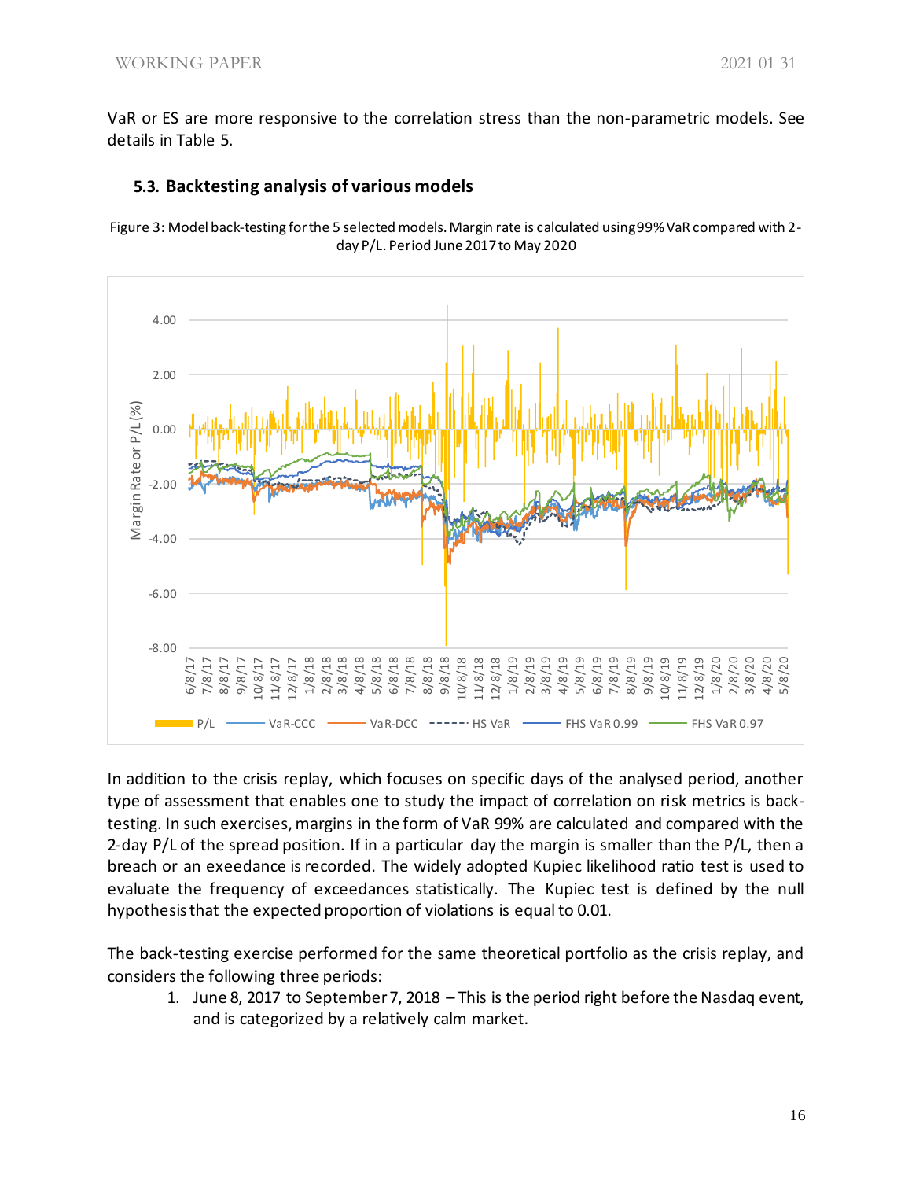VaR or ES are more responsive to the correlation stress than the non-parametric models. See details in Table 5.

### 5.3. Backtesting analysis of various models

Figure 3: Model back-testing for the 5 selected models. Margin rate is calculated using 99% VaR compared with 2-day P/L. Period June 2017 to May 2020

In addition to the crisis replay, which focuses on specific days of the analysed period, another type of assessment that enables one to study the impact of correlation on risk metrics is back-testing. In such exercises, margins in the form of VaR 99% are calculated and compared with the 2-day P/L of the spread position. If in a particular day the margin is smaller than the P/L, then a breach or an exeedance is recorded. The widely adopted Kupiec likelihood ratio test is used to evaluate the frequency of exceedances statistically. The Kupiec test is defined by the null hypothesis that the expected proportion of violations is equal to 0.01.

The back-testing exercise performed for the same theoretical portfolio as the crisis replay, and considers the following three periods:

1. June 8, 2017 to September 7, 2018 – This is the period right before the Nasdaq event, and is categorized by a relatively calm market.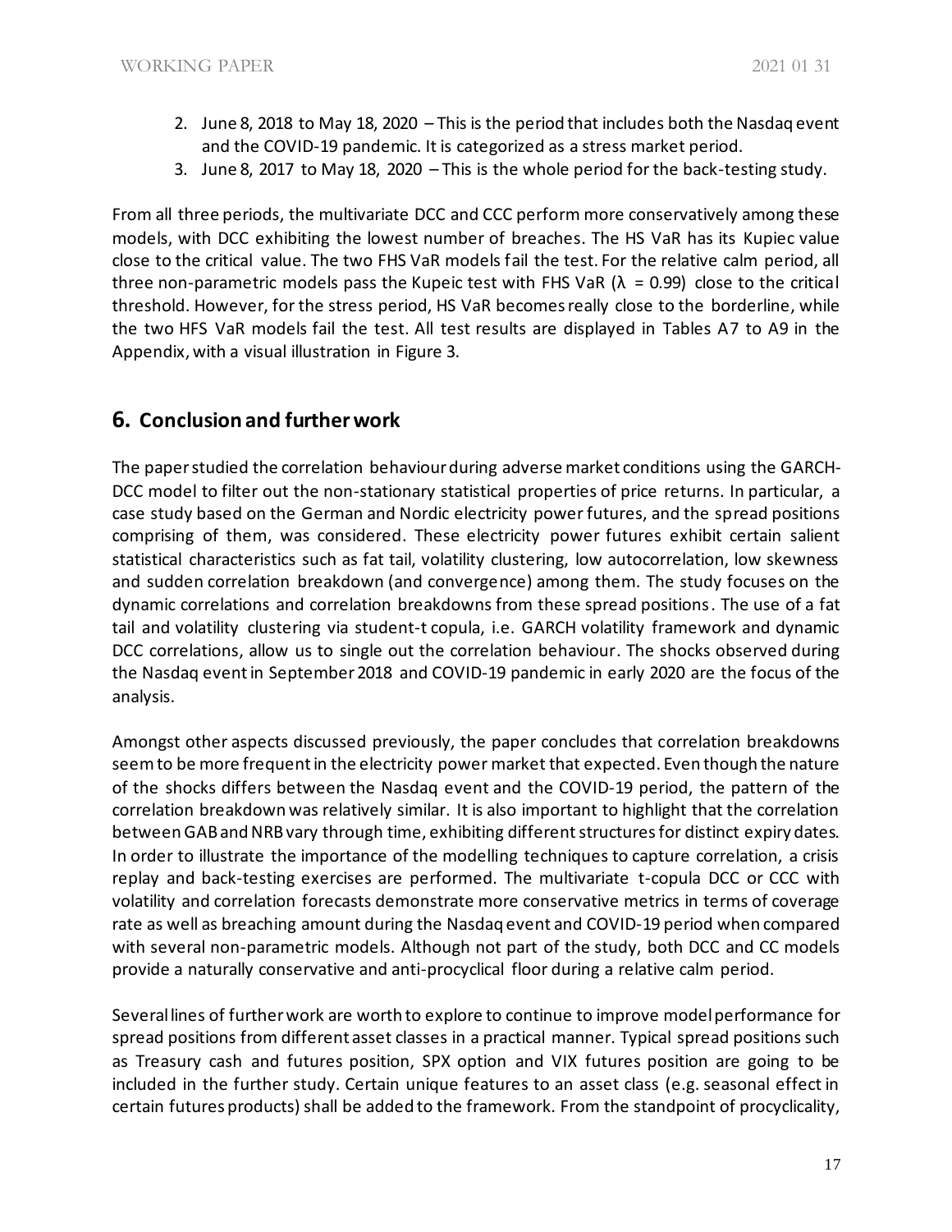2. June 8, 2018 to May 18, 2020 – This is the period that includes both the Nasdaq event and the COVID-19 pandemic. It is categorized as a stress market period.
3. June 8, 2017 to May 18, 2020 – This is the whole period for the back-testing study.

From all three periods, the multivariate DCC and CCC perform more conservatively among these models, with DCC exhibiting the lowest number of breaches. The HS VaR has its Kupiec value close to the critical value. The two FHS VaR models fail the test. For the relative calm period, all three non-parametric models pass the Kupeic test with FHS VaR ($\lambda$ = 0.99) close to the critical threshold. However, for the stress period, HS VaR becomes really close to the borderline, while the two HFS VaR models fail the test. All test results are displayed in Tables A7 to A9 in the Appendix, with a visual illustration in Figure 3.

## 6. Conclusion and further work

The paper studied the correlation behaviour during adverse market conditions using the GARCH-DCC model to filter out the non-stationary statistical properties of price returns. In particular, a case study based on the German and Nordic electricity power futures, and the spread positions comprising of them, was considered. These electricity power futures exhibit certain salient statistical characteristics such as fat tail, volatility clustering, low autocorrelation, low skewness and sudden correlation breakdown (and convergence) among them. The study focuses on the dynamic correlations and correlation breakdowns from these spread positions. The use of a fat tail and volatility clustering via student-t copula, i.e. GARCH volatility framework and dynamic DCC correlations, allow us to single out the correlation behaviour. The shocks observed during the Nasdaq event in September 2018 and COVID-19 pandemic in early 2020 are the focus of the analysis.

Amongst other aspects discussed previously, the paper concludes that correlation breakdowns seem to be more frequent in the electricity power market that expected. Even though the nature of the shocks differs between the Nasdaq event and the COVID-19 period, the pattern of the correlation breakdown was relatively similar. It is also important to highlight that the correlation between GAB and NRB vary through time, exhibiting different structures for distinct expiry dates. In order to illustrate the importance of the modelling techniques to capture correlation, a crisis replay and back-testing exercises are performed. The multivariate t-copula DCC or CCC with volatility and correlation forecasts demonstrate more conservative metrics in terms of coverage rate as well as breaching amount during the Nasdaq event and COVID-19 period when compared with several non-parametric models. Although not part of the study, both DCC and CC models provide a naturally conservative and anti-procyclical floor during a relative calm period.

Several lines of further work are worth to explore to continue to improve model performance for spread positions from different asset classes in a practical manner. Typical spread positions such as Treasury cash and futures position, SPX option and VIX futures position are going to be included in the further study. Certain unique features to an asset class (e.g. seasonal effect in certain futures products) shall be added to the framework. From the standpoint of procyclicality,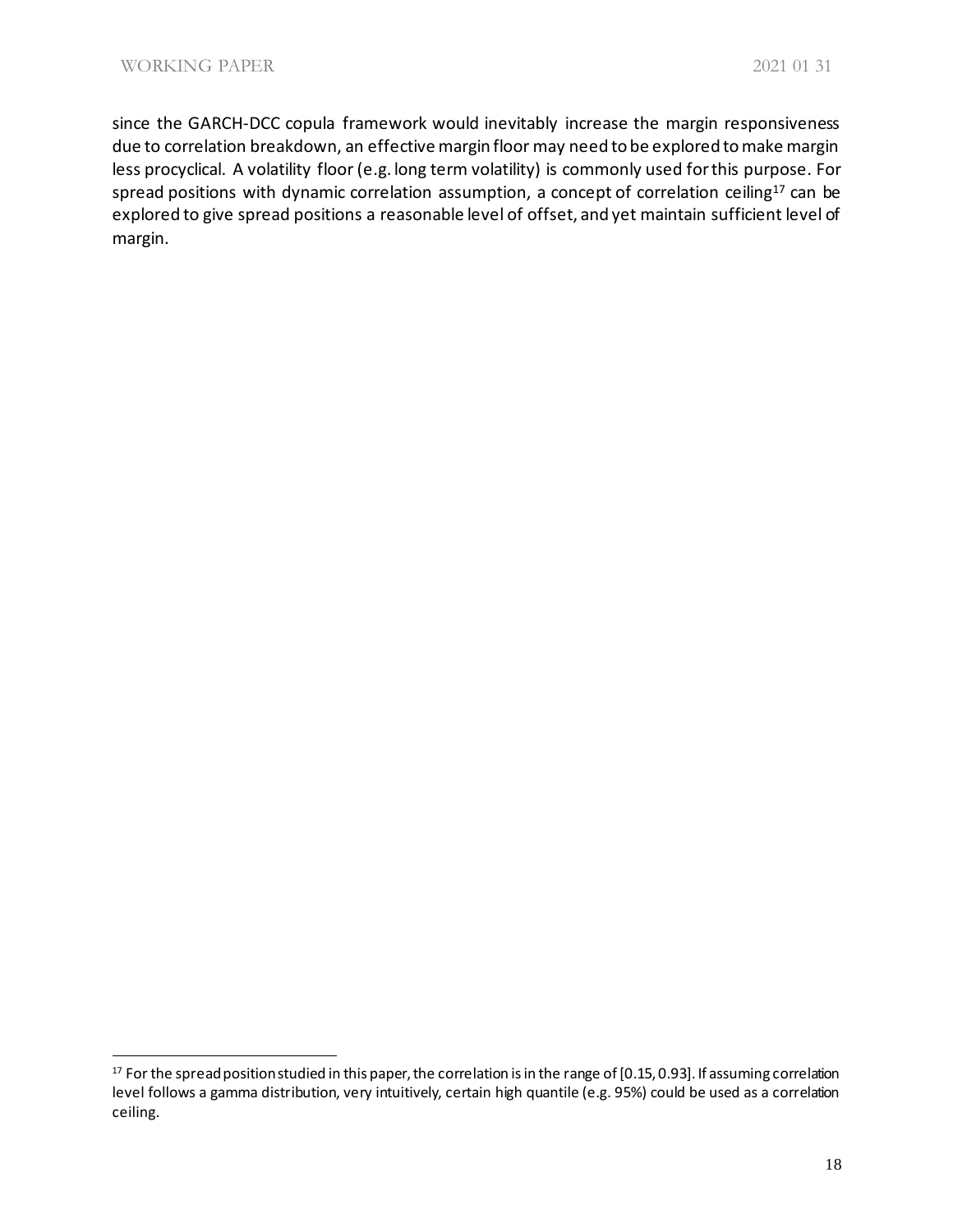since the GARCH-DCC copula framework would inevitably increase the margin responsiveness due to correlation breakdown, an effective margin floor may need to be explored to make margin less procyclical. A volatility floor (e.g. long term volatility) is commonly used for this purpose. For spread positions with dynamic correlation assumption, a concept of correlation ceiling[17] can be explored to give spread positions a reasonable level of offset, and yet maintain sufficient level of margin.

[17] For the spread position studied in this paper, the correlation is in the range of [0.15, 0.93]. If assuming correlation level follows a gamma distribution, very intuitively, certain high quantile (e.g. 95%) could be used as a correlation ceiling.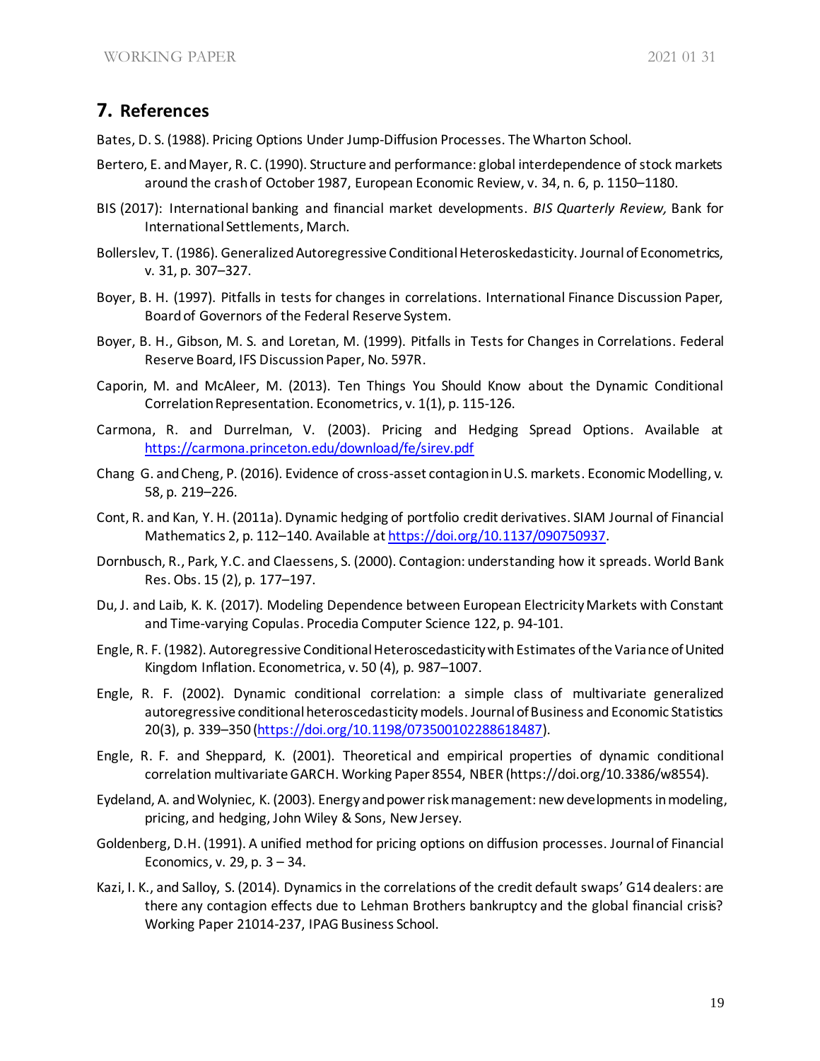## 7. References

Bates, D. S. (1988). Pricing Options Under Jump-Diffusion Processes. The Wharton School.

Bertero, E. and Mayer, R. C. (1990). Structure and performance: global interdependence of stock markets around the crash of October 1987, European Economic Review, v. 34, n. 6, p. 1150–1180.

BIS (2017): International banking and financial market developments. *BIS Quarterly Review,* Bank for International Settlements, March.

Bollerslev, T. (1986). Generalized Autoregressive Conditional Heteroskedasticity. Journal of Econometrics, v. 31, p. 307–327.

Boyer, B. H. (1997). Pitfalls in tests for changes in correlations. International Finance Discussion Paper, Board of Governors of the Federal Reserve System.

Boyer, B. H., Gibson, M. S. and Loretan, M. (1999). Pitfalls in Tests for Changes in Correlations. Federal Reserve Board, IFS Discussion Paper, No. 597R.

Caporin, M. and McAleer, M. (2013). Ten Things You Should Know about the Dynamic Conditional Correlation Representation. Econometrics, v. 1(1), p. 115-126.

Carmona, R. and Durrelman, V. (2003). Pricing and Hedging Spread Options. Available at https://carmona.princeton.edu/download/fe/sirev.pdf

Chang G. and Cheng, P. (2016). Evidence of cross-asset contagion in U.S. markets. Economic Modelling, v. 58, p. 219–226.

Cont, R. and Kan, Y. H. (2011a). Dynamic hedging of portfolio credit derivatives. SIAM Journal of Financial Mathematics 2, p. 112–140. Available at https://doi.org/10.1137/090750937.

Dornbusch, R., Park, Y.C. and Claessens, S. (2000). Contagion: understanding how it spreads. World Bank Res. Obs. 15 (2), p. 177–197.

Du, J. and Laib, K. K. (2017). Modeling Dependence between European Electricity Markets with Constant and Time-varying Copulas. Procedia Computer Science 122, p. 94-101.

Engle, R. F. (1982). Autoregressive Conditional Heteroscedasticity with Estimates of the Variance of United Kingdom Inflation. Econometrica, v. 50 (4), p. 987–1007.

Engle, R. F. (2002). Dynamic conditional correlation: a simple class of multivariate generalized autoregressive conditional heteroscedasticity models. Journal of Business and Economic Statistics 20(3), p. 339–350 (https://doi.org/10.1198/073500102288618487).

Engle, R. F. and Sheppard, K. (2001). Theoretical and empirical properties of dynamic conditional correlation multivariate GARCH. Working Paper 8554, NBER (https://doi.org/10.3386/w8554).

Eydeland, A. and Wolyniec, K. (2003). Energy and power risk management: new developments in modeling, pricing, and hedging, John Wiley & Sons, New Jersey.

Goldenberg, D.H. (1991). A unified method for pricing options on diffusion processes. Journal of Financial Economics, v. 29, p. 3 – 34.

Kazi, I. K., and Salloy, S. (2014). Dynamics in the correlations of the credit default swaps' G14 dealers: are there any contagion effects due to Lehman Brothers bankruptcy and the global financial crisis? Working Paper 21014-237, IPAG Business School.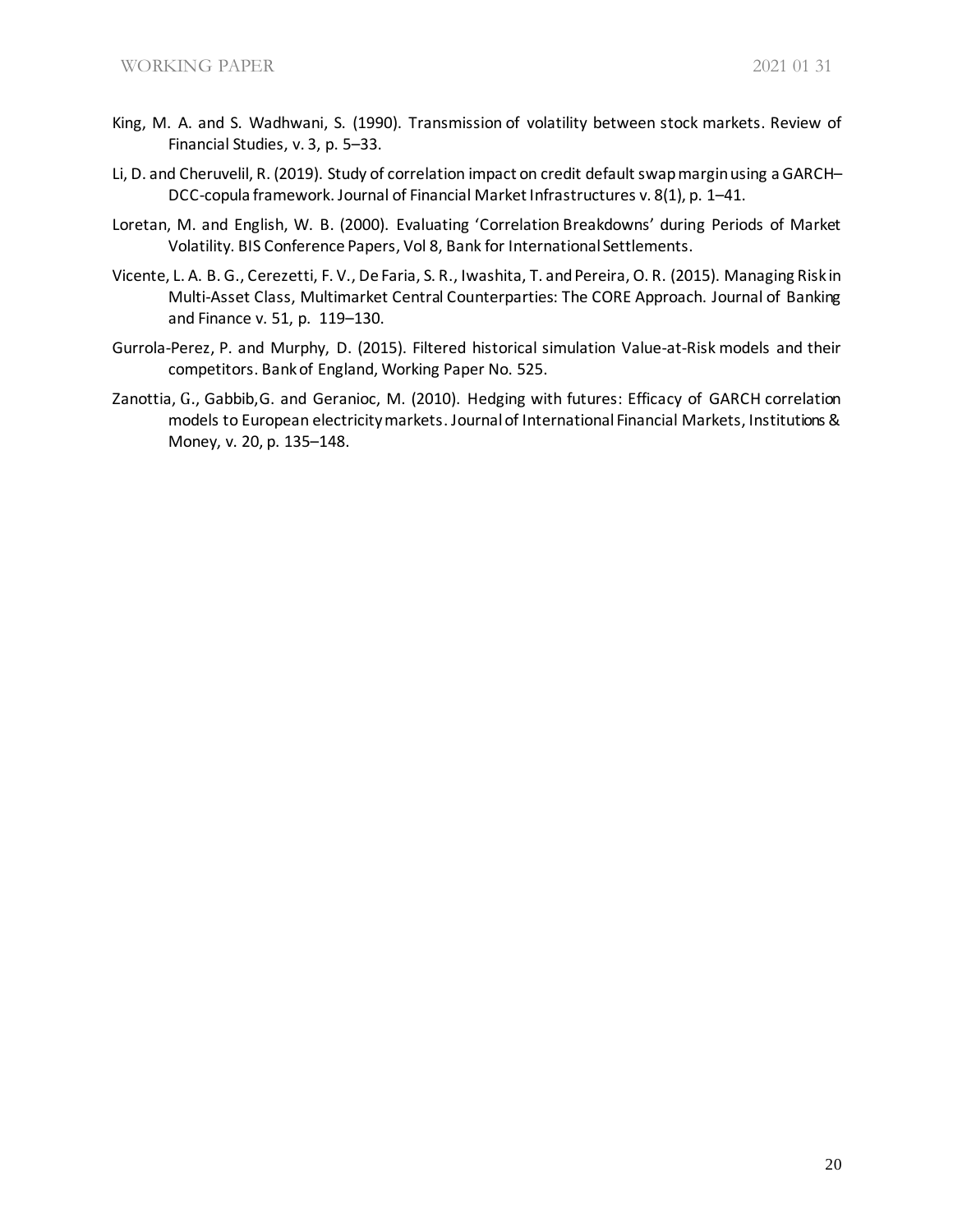King, M. A. and S. Wadhwani, S. (1990). Transmission of volatility between stock markets. Review of Financial Studies, v. 3, p. 5–33.

Li, D. and Cheruvelil, R. (2019). Study of correlation impact on credit default swap margin using a GARCH–DCC-copula framework. Journal of Financial Market Infrastructures v. 8(1), p. 1–41.

Loretan, M. and English, W. B. (2000). Evaluating 'Correlation Breakdowns' during Periods of Market Volatility. BIS Conference Papers, Vol 8, Bank for International Settlements.

Vicente, L. A. B. G., Cerezetti, F. V., De Faria, S. R., Iwashita, T. and Pereira, O. R. (2015). Managing Risk in Multi-Asset Class, Multimarket Central Counterparties: The CORE Approach. Journal of Banking and Finance v. 51, p. 119–130.

Gurrola-Perez, P. and Murphy, D. (2015). Filtered historical simulation Value-at-Risk models and their competitors. Bank of England, Working Paper No. 525.

Zanottia, G., Gabbib, G. and Geranioc, M. (2010). Hedging with futures: Efficacy of GARCH correlation models to European electricity markets. Journal of International Financial Markets, Institutions & Money, v. 20, p. 135–148.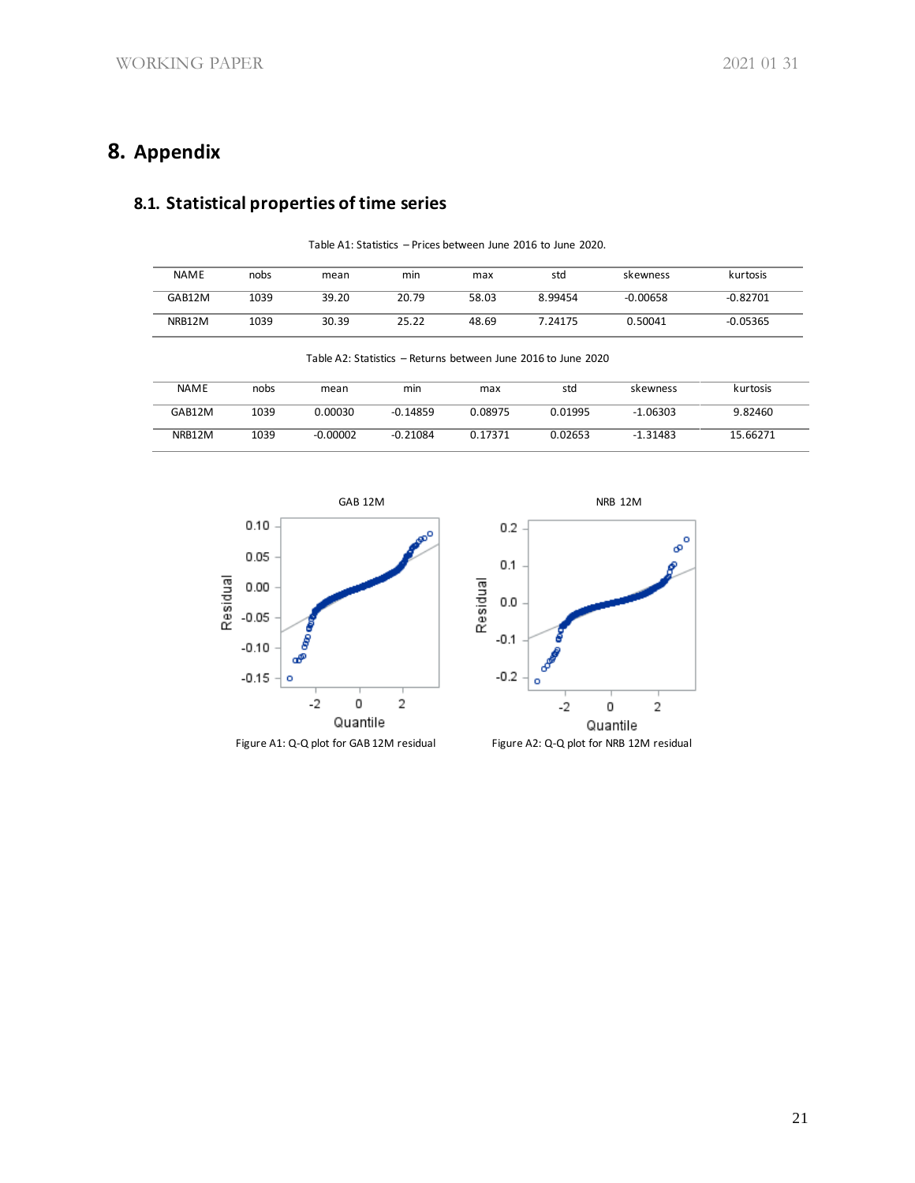# 8. Appendix

## 8.1. Statistical properties of time series

Table A1: Statistics – Prices between June 2016 to June 2020.

| NAME | nobs | mean | min | max | std | skewness | kurtosis |
|---|---|---|---|---|---|---|---|
| GAB12M | 1039 | 39.20 | 20.79 | 58.03 | 8.99454 | -0.00658 | -0.82701 |
| NRB12M | 1039 | 30.39 | 25.22 | 48.69 | 7.24175 | 0.50041 | -0.05365 |

Table A2: Statistics – Returns between June 2016 to June 2020

| NAME | nobs | mean | min | max | std | skewness | kurtosis |
|---|---|---|---|---|---|---|---|
| GAB12M | 1039 | 0.00030 | -0.14859 | 0.08975 | 0.01995 | -1.06303 | 9.82460 |
| NRB12M | 1039 | -0.00002 | -0.21084 | 0.17371 | 0.02653 | -1.31483 | 15.66271 |

Figure A1: Q-Q plot for GAB 12M residual

Figure A2: Q-Q plot for NRB 12M residual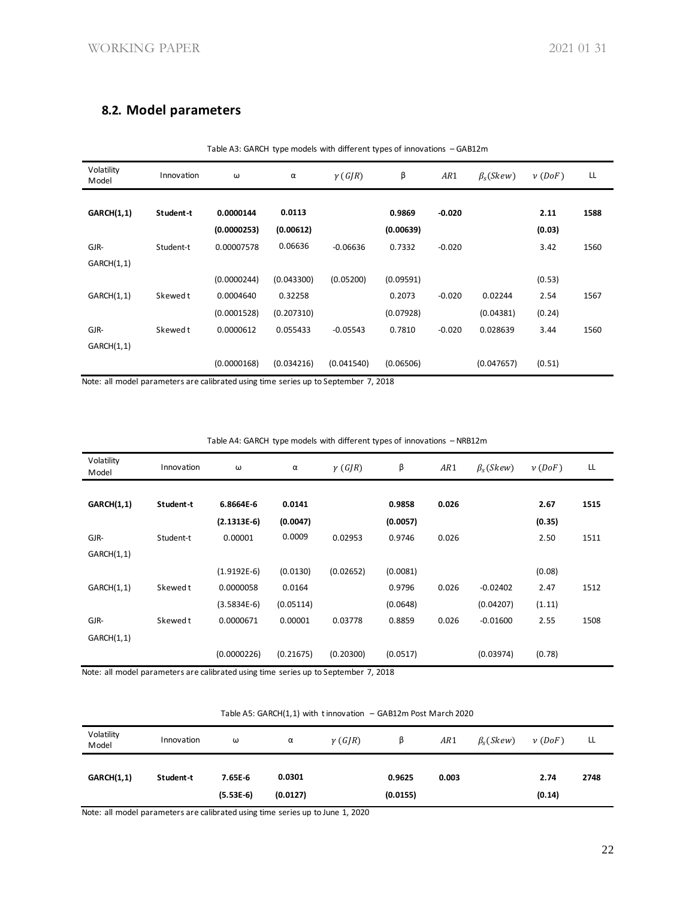## 8.2. Model parameters

Table A3: GARCH type models with different types of innovations – GAB12m

| Volatility Model | Innovation | ω | α | $\gamma\,(GJR)$ | β | $AR1$ | $\beta_s(Skew)$ | $\nu\,(DoF)$ | LL |
|---|---|---|---|---|---|---|---|---|---|
| **GARCH(1,1)** | **Student-t** | **0.0000144** | **0.0113** | | **0.9869** | **-0.020** | | **2.11** | **1588** |
| | | **(0.0000253)** | **(0.00612)** | | **(0.00639)** | | | **(0.03)** | |
| GJR-GARCH(1,1) | Student-t | 0.00007578 | 0.06636 | -0.06636 | 0.7332 | -0.020 | | 3.42 | 1560 |
| | | (0.0000244) | (0.043300) | (0.05200) | (0.09591) | | | (0.53) | |
| GARCH(1,1) | Skewed t | 0.0004640 | 0.32258 | | 0.2073 | -0.020 | 0.02244 | 2.54 | 1567 |
| | | (0.0001528) | (0.207310) | | (0.07928) | | (0.04381) | (0.24) | |
| GJR-GARCH(1,1) | Skewed t | 0.0000612 | 0.055433 | -0.05543 | 0.7810 | -0.020 | 0.028639 | 3.44 | 1560 |
| | | (0.0000168) | (0.034216) | (0.041540) | (0.06506) | | (0.047657) | (0.51) | |

Note: all model parameters are calibrated using time series up to September 7, 2018

Table A4: GARCH type models with different types of innovations – NRB12m

| Volatility Model | Innovation | ω | α | $\gamma\,(GJR)$ | β | $AR1$ | $\beta_s(Skew)$ | $\nu\,(DoF)$ | LL |
|---|---|---|---|---|---|---|---|---|---|
| **GARCH(1,1)** | **Student-t** | **6.8664E-6** | **0.0141** | | **0.9858** | **0.026** | | **2.67** | **1515** |
| | | **(2.1313E-6)** | **(0.0047)** | | **(0.0057)** | | | **(0.35)** | |
| GJR-GARCH(1,1) | Student-t | 0.00001 | 0.0009 | 0.02953 | 0.9746 | 0.026 | | 2.50 | 1511 |
| | | (1.9192E-6) | (0.0130) | (0.02652) | (0.0081) | | | (0.08) | |
| GARCH(1,1) | Skewed t | 0.0000058 | 0.0164 | | 0.9796 | 0.026 | -0.02402 | 2.47 | 1512 |
| | | (3.5834E-6) | (0.05114) | | (0.0648) | | (0.04207) | (1.11) | |
| GJR-GARCH(1,1) | Skewed t | 0.0000671 | 0.00001 | 0.03778 | 0.8859 | 0.026 | -0.01600 | 2.55 | 1508 |
| | | (0.0000226) | (0.21675) | (0.20300) | (0.0517) | | (0.03974) | (0.78) | |

Note: all model parameters are calibrated using time series up to September 7, 2018

Table A5: GARCH(1,1) with t innovation – GAB12m Post March 2020

| Volatility Model | Innovation | ω | α | $\gamma\,(GJR)$ | β | $AR1$ | $\beta_s(Skew)$ | $\nu\,(DoF)$ | LL |
|---|---|---|---|---|---|---|---|---|---|
| **GARCH(1,1)** | **Student-t** | **7.65E-6** | **0.0301** | | **0.9625** | **0.003** | | **2.74** | **2748** |
| | | **(5.53E-6)** | **(0.0127)** | | **(0.0155)** | | | **(0.14)** | |

Note: all model parameters are calibrated using time series up to June 1, 2020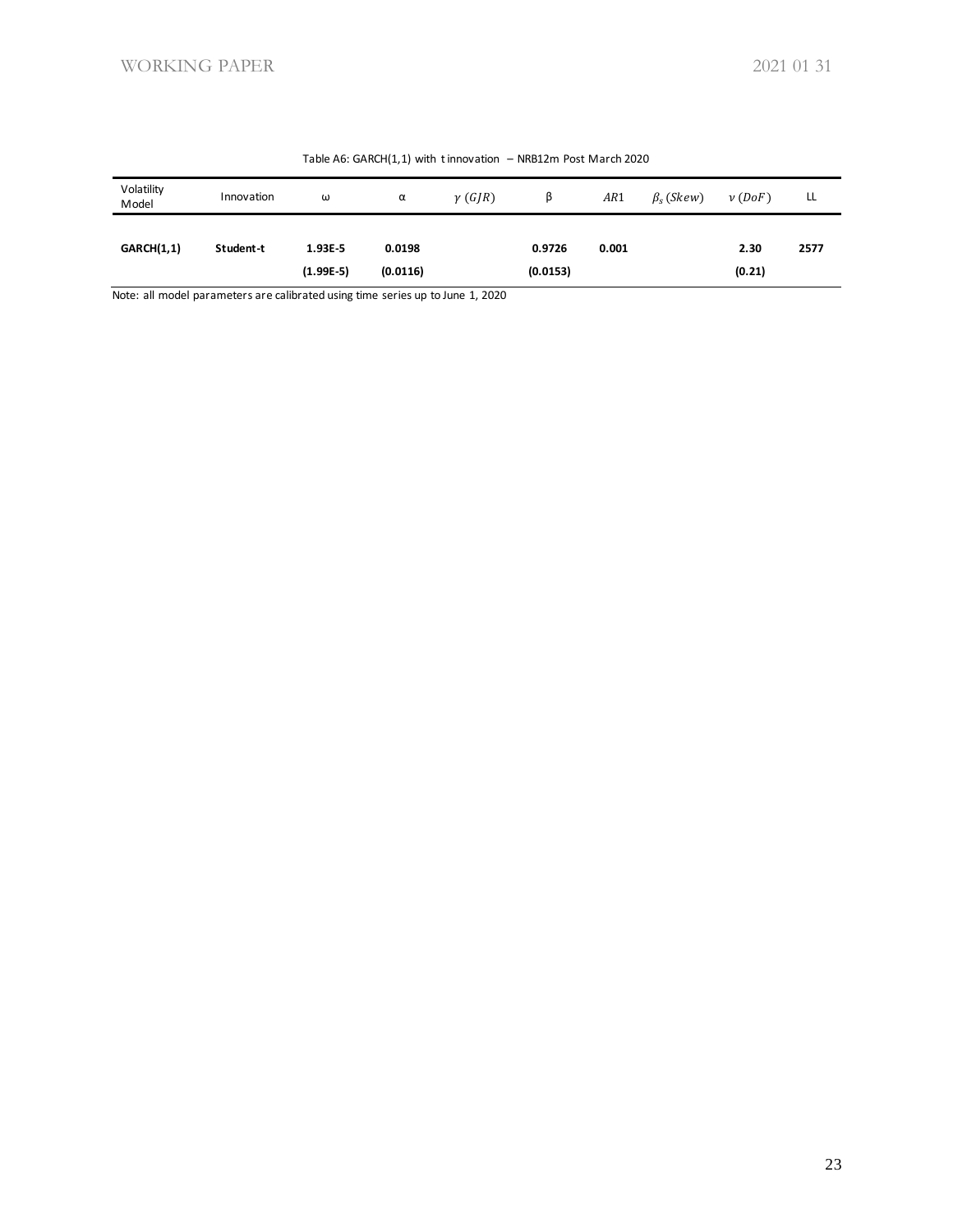Table A6: GARCH(1,1) with t innovation – NRB12m Post March 2020

| Volatility Model | Innovation | ω | α | $\gamma\ (GJR)$ | β | $AR1$ | $\beta_s\ (Skew)$ | $\nu\ (DoF)$ | LL |
|---|---|---|---|---|---|---|---|---|---|
| **GARCH(1,1)** | **Student-t** | **1.93E-5** | **0.0198** | | **0.9726** | **0.001** | | **2.30** | **2577** |
| | | **(1.99E-5)** | **(0.0116)** | | **(0.0153)** | | | **(0.21)** | |

Note: all model parameters are calibrated using time series up to June 1, 2020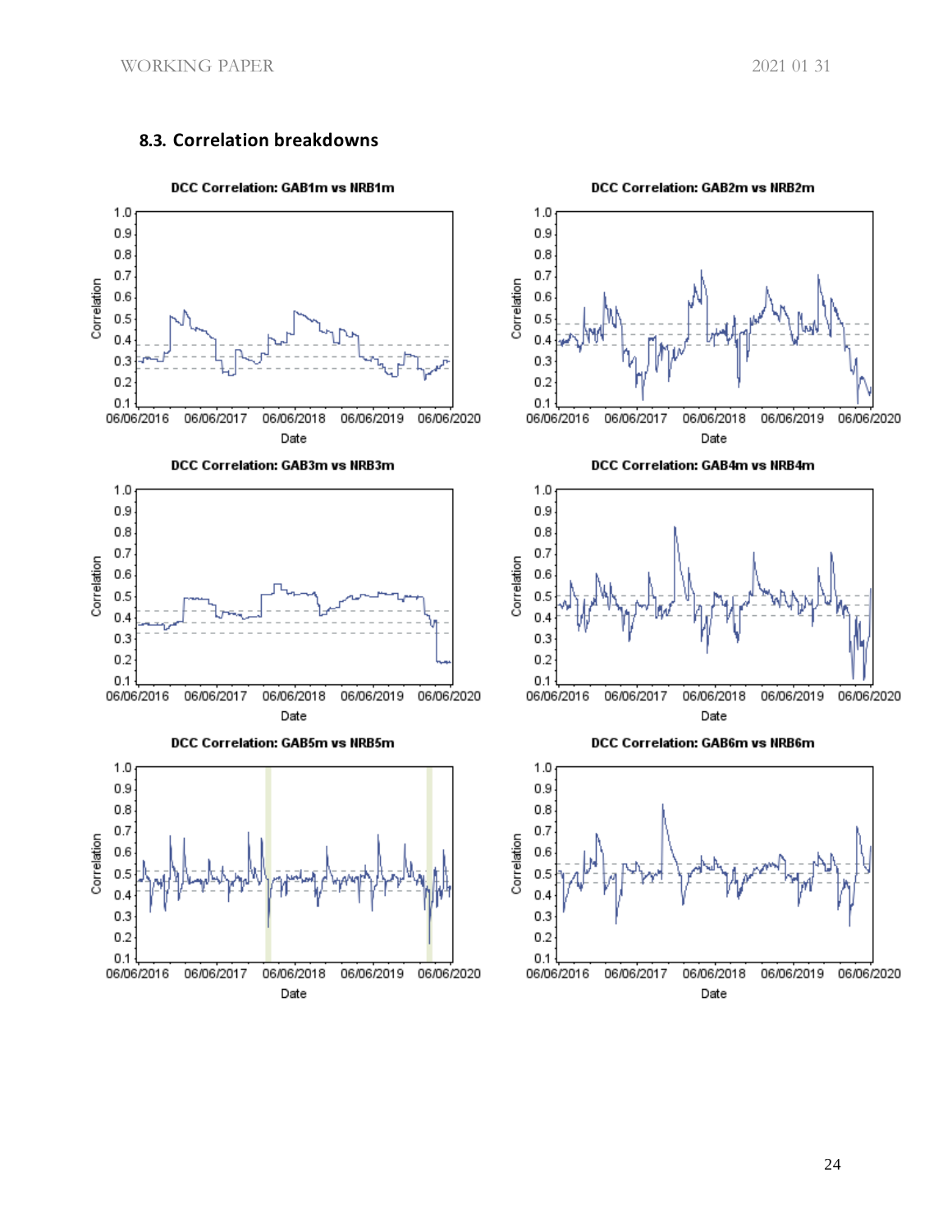## 8.3. Correlation breakdowns

DCC Correlation: GAB1m vs NRB1m

DCC Correlation: GAB2m vs NRB2m

DCC Correlation: GAB3m vs NRB3m

DCC Correlation: GAB4m vs NRB4m

DCC Correlation: GAB5m vs NRB5m

DCC Correlation: GAB6m vs NRB6m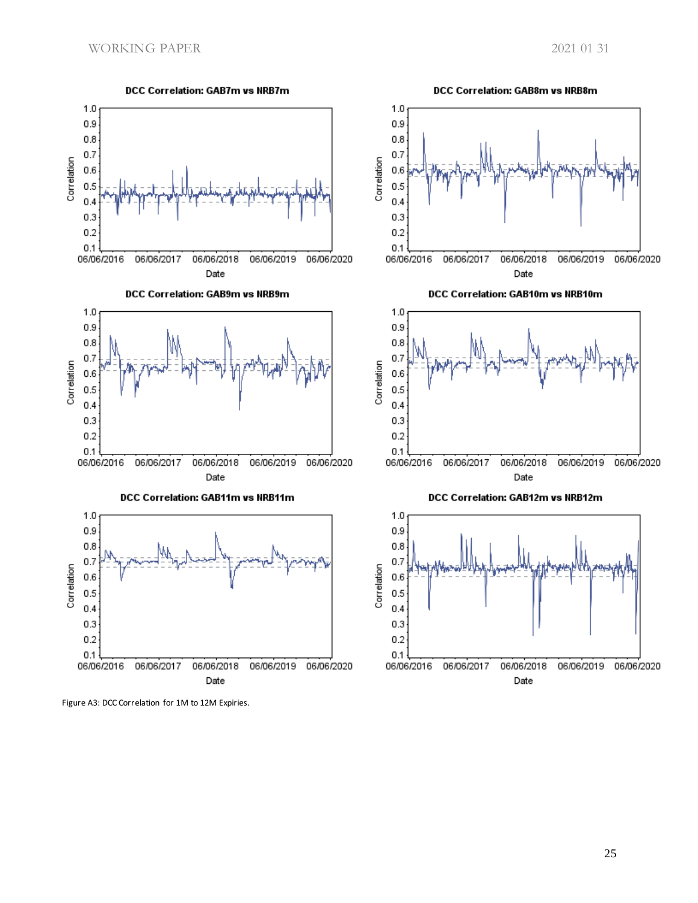DCC Correlation: GAB7m vs NRB7m

DCC Correlation: GAB8m vs NRB8m

DCC Correlation: GAB9m vs NRB9m

DCC Correlation: GAB10m vs NRB10m

DCC Correlation: GAB11m vs NRB11m

DCC Correlation: GAB12m vs NRB12m

Figure A3: DCC Correlation for 1M to 12M Expiries.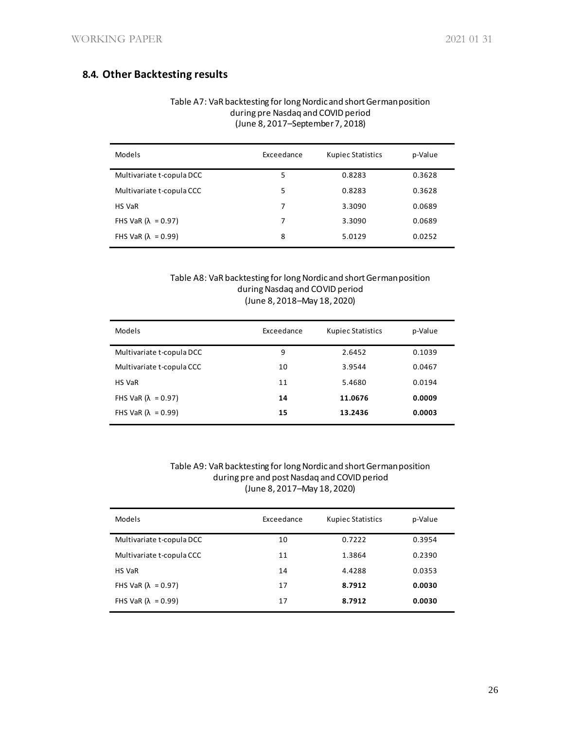## 8.4. Other Backtesting results

Table A7: VaR backtesting for long Nordic and short German position during pre Nasdaq and COVID period (June 8, 2017–September 7, 2018)

| Models | Exceedance | Kupiec Statistics | p-Value |
|---|---|---|---|
| Multivariate t-copula DCC | 5 | 0.8283 | 0.3628 |
| Multivariate t-copula CCC | 5 | 0.8283 | 0.3628 |
| HS VaR | 7 | 3.3090 | 0.0689 |
| FHS VaR ($\lambda$ = 0.97) | 7 | 3.3090 | 0.0689 |
| FHS VaR ($\lambda$ = 0.99) | 8 | 5.0129 | 0.0252 |

Table A8: VaR backtesting for long Nordic and short German position during Nasdaq and COVID period (June 8, 2018–May 18, 2020)

| Models | Exceedance | Kupiec Statistics | p-Value |
|---|---|---|---|
| Multivariate t-copula DCC | 9 | 2.6452 | 0.1039 |
| Multivariate t-copula CCC | 10 | 3.9544 | 0.0467 |
| HS VaR | 11 | 5.4680 | 0.0194 |
| FHS VaR ($\lambda$ = 0.97) | **14** | **11.0676** | **0.0009** |
| FHS VaR ($\lambda$ = 0.99) | **15** | **13.2436** | **0.0003** |

Table A9: VaR backtesting for long Nordic and short German position during pre and post Nasdaq and COVID period (June 8, 2017–May 18, 2020)

| Models | Exceedance | Kupiec Statistics | p-Value |
|---|---|---|---|
| Multivariate t-copula DCC | 10 | 0.7222 | 0.3954 |
| Multivariate t-copula CCC | 11 | 1.3864 | 0.2390 |
| HS VaR | 14 | 4.4288 | 0.0353 |
| FHS VaR ($\lambda$ = 0.97) | 17 | **8.7912** | **0.0030** |
| FHS VaR ($\lambda$ = 0.99) | 17 | **8.7912** | **0.0030** |